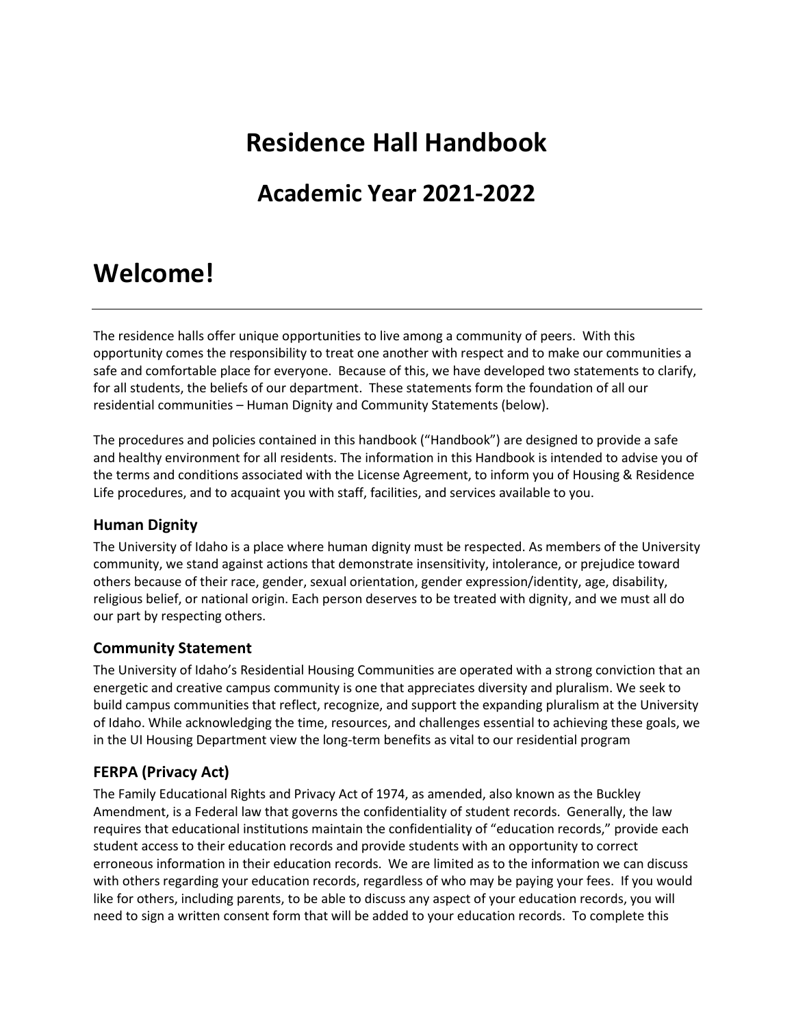# Residence Hall Handbook

## Academic Year 2021-2022

# Welcome!

---

The residence halls offer unique opportunities to live among a community of peers. With this opportunity comes the responsibility to treat one another with respect and to make our communities a safe and comfortable place for everyone. Because of this, we have developed two statements to clarify, for all students, the beliefs of our department. These statements form the foundation of all our residential communities – Human Dignity and Community Statements (below).

The procedures and policies contained in this handbook ("Handbook") are designed to provide a safe and healthy environment for all residents. The information in this Handbook is intended to advise you of the terms and conditions associated with the License Agreement, to inform you of Housing & Residence Life procedures, and to acquaint you with staff, facilities, and services available to you.

### Human Dignity

The University of Idaho is a place where human dignity must be respected. As members of the University community, we stand against actions that demonstrate insensitivity, intolerance, or prejudice toward others because of their race, gender, sexual orientation, gender expression/identity, age, disability, religious belief, or national origin. Each person deserves to be treated with dignity, and we must all do our part by respecting others.

### Community Statement

The University of Idaho's Residential Housing Communities are operated with a strong conviction that an energetic and creative campus community is one that appreciates diversity and pluralism. We seek to build campus communities that reflect, recognize, and support the expanding pluralism at the University of Idaho. While acknowledging the time, resources, and challenges essential to achieving these goals, we in the UI Housing Department view the long-term benefits as vital to our residential program

### FERPA (Privacy Act)

The Family Educational Rights and Privacy Act of 1974, as amended, also known as the Buckley Amendment, is a Federal law that governs the confidentiality of student records. Generally, the law requires that educational institutions maintain the confidentiality of "education records," provide each student access to their education records and provide students with an opportunity to correct erroneous information in their education records. We are limited as to the information we can discuss with others regarding your education records, regardless of who may be paying your fees. If you would like for others, including parents, to be able to discuss any aspect of your education records, you will need to sign a written consent form that will be added to your education records. To complete this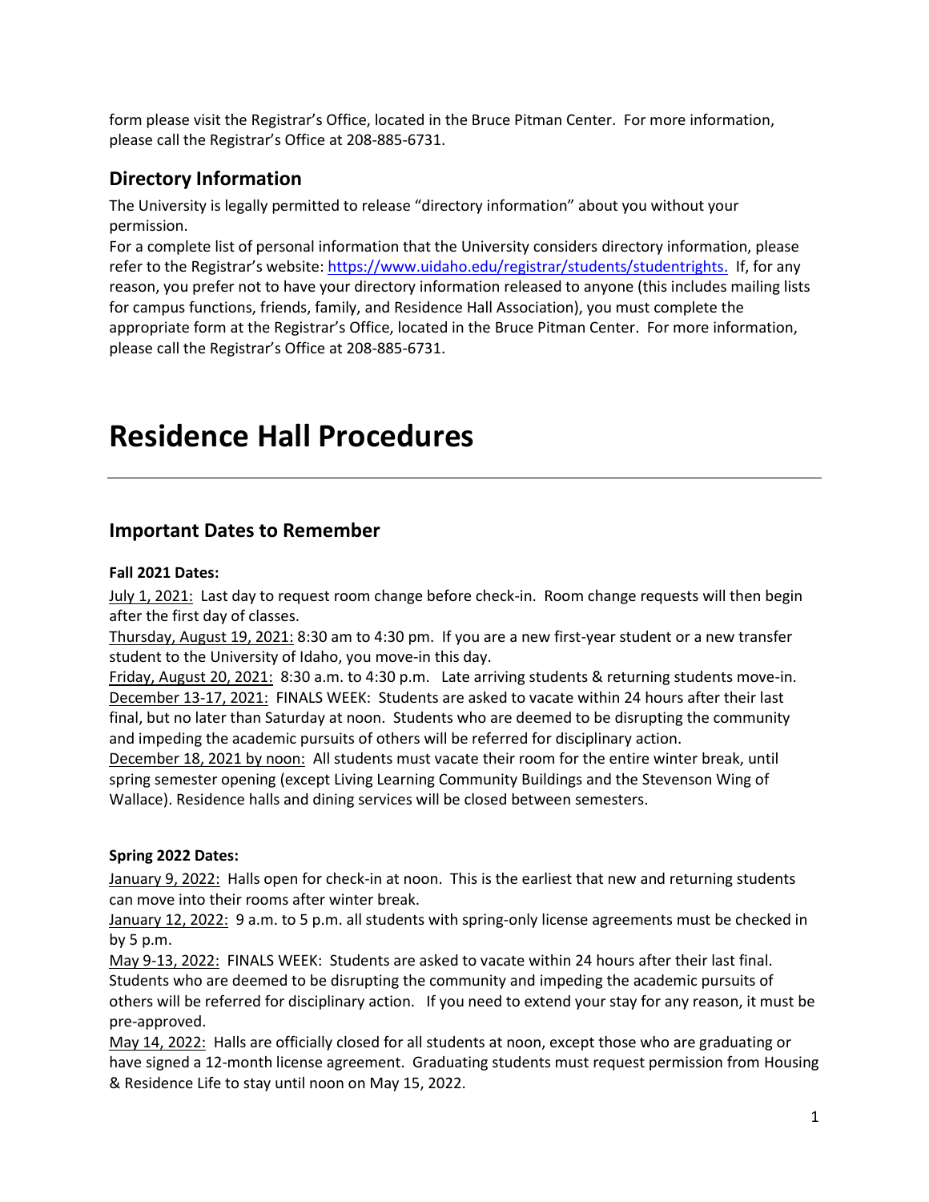form please visit the Registrar's Office, located in the Bruce Pitman Center. For more information, please call the Registrar's Office at 208-885-6731.

## Directory Information

The University is legally permitted to release "directory information" about you without your permission.

For a complete list of personal information that the University considers directory information, please refer to the Registrar's website: https://www.uidaho.edu/registrar/students/studentrights. If, for any reason, you prefer not to have your directory information released to anyone (this includes mailing lists for campus functions, friends, family, and Residence Hall Association), you must complete the appropriate form at the Registrar's Office, located in the Bruce Pitman Center. For more information, please call the Registrar's Office at 208-885-6731.

# Residence Hall Procedures

## Important Dates to Remember

**Fall 2021 Dates:**

July 1, 2021: Last day to request room change before check-in. Room change requests will then begin after the first day of classes.

Thursday, August 19, 2021: 8:30 am to 4:30 pm. If you are a new first-year student or a new transfer student to the University of Idaho, you move-in this day.

Friday, August 20, 2021: 8:30 a.m. to 4:30 p.m. Late arriving students & returning students move-in.

December 13-17, 2021: FINALS WEEK: Students are asked to vacate within 24 hours after their last final, but no later than Saturday at noon. Students who are deemed to be disrupting the community and impeding the academic pursuits of others will be referred for disciplinary action.

December 18, 2021 by noon: All students must vacate their room for the entire winter break, until spring semester opening (except Living Learning Community Buildings and the Stevenson Wing of Wallace). Residence halls and dining services will be closed between semesters.

**Spring 2022 Dates:**

January 9, 2022: Halls open for check-in at noon. This is the earliest that new and returning students can move into their rooms after winter break.

January 12, 2022: 9 a.m. to 5 p.m. all students with spring-only license agreements must be checked in by 5 p.m.

May 9-13, 2022: FINALS WEEK: Students are asked to vacate within 24 hours after their last final. Students who are deemed to be disrupting the community and impeding the academic pursuits of others will be referred for disciplinary action. If you need to extend your stay for any reason, it must be pre-approved.

May 14, 2022: Halls are officially closed for all students at noon, except those who are graduating or have signed a 12-month license agreement. Graduating students must request permission from Housing & Residence Life to stay until noon on May 15, 2022.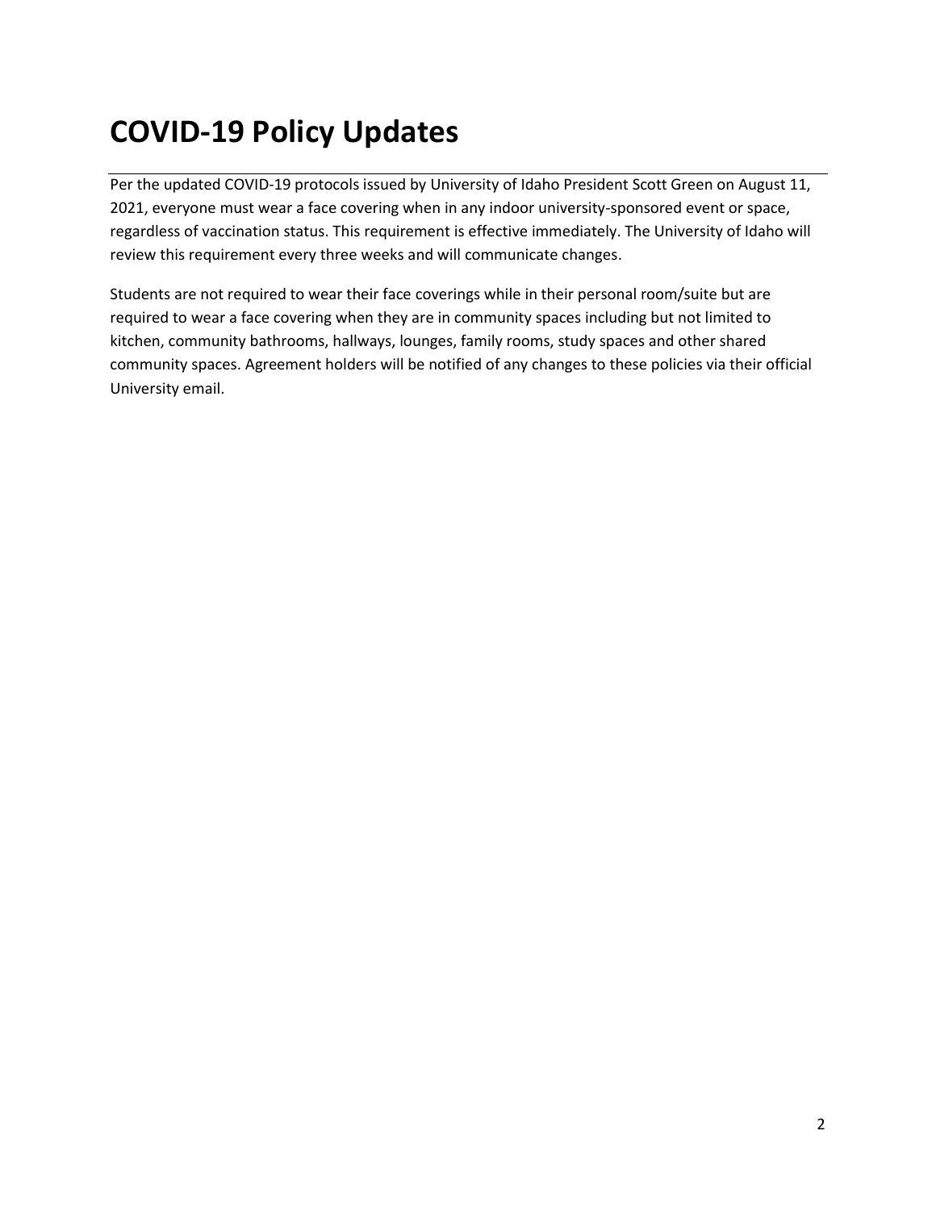# COVID-19 Policy Updates

Per the updated COVID-19 protocols issued by University of Idaho President Scott Green on August 11, 2021, everyone must wear a face covering when in any indoor university-sponsored event or space, regardless of vaccination status. This requirement is effective immediately. The University of Idaho will review this requirement every three weeks and will communicate changes.

Students are not required to wear their face coverings while in their personal room/suite but are required to wear a face covering when they are in community spaces including but not limited to kitchen, community bathrooms, hallways, lounges, family rooms, study spaces and other shared community spaces. Agreement holders will be notified of any changes to these policies via their official University email.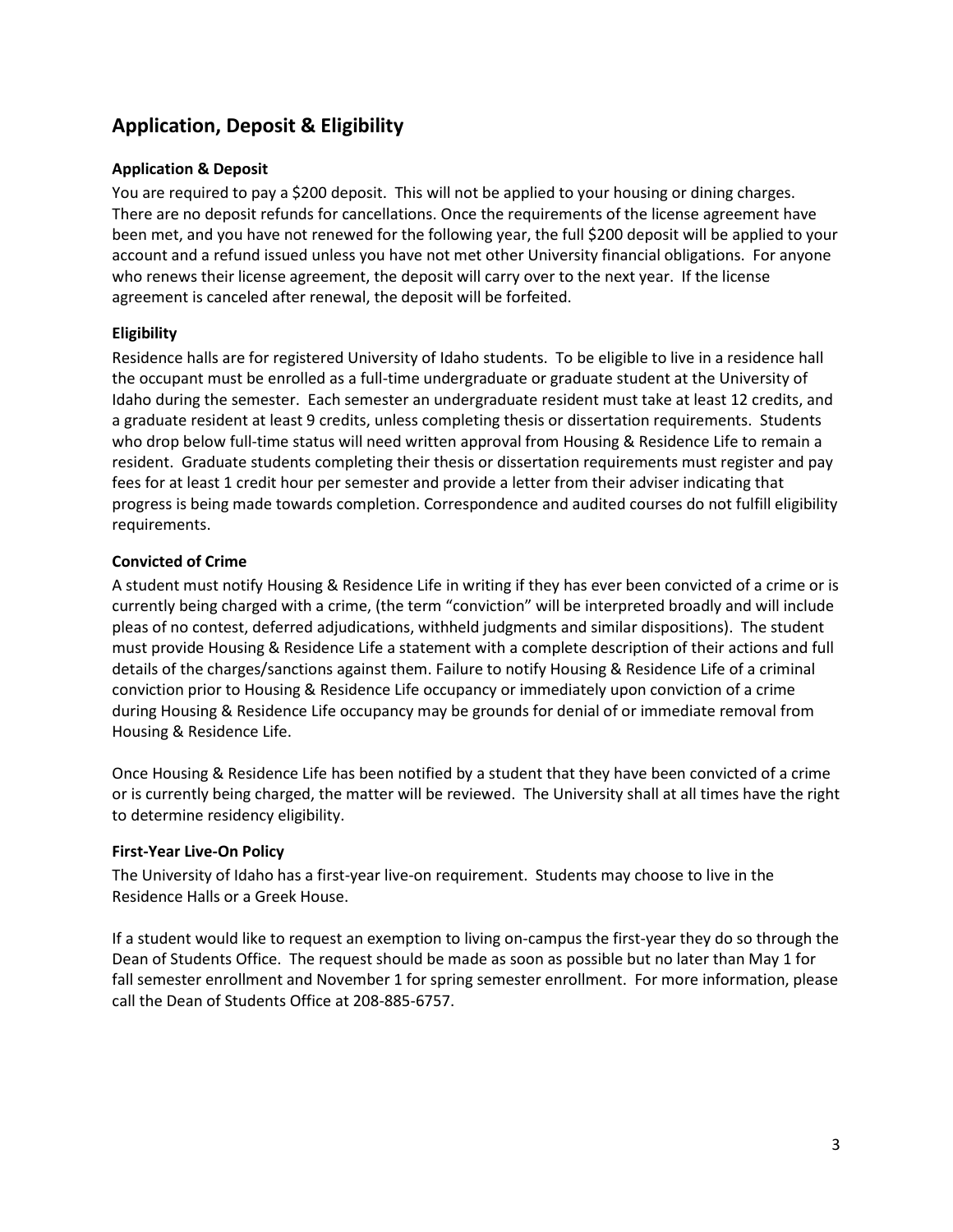## Application, Deposit & Eligibility

### Application & Deposit

You are required to pay a $200 deposit. This will not be applied to your housing or dining charges. There are no deposit refunds for cancellations. Once the requirements of the license agreement have been met, and you have not renewed for the following year, the full $200 deposit will be applied to your account and a refund issued unless you have not met other University financial obligations. For anyone who renews their license agreement, the deposit will carry over to the next year. If the license agreement is canceled after renewal, the deposit will be forfeited.

### Eligibility

Residence halls are for registered University of Idaho students. To be eligible to live in a residence hall the occupant must be enrolled as a full-time undergraduate or graduate student at the University of Idaho during the semester. Each semester an undergraduate resident must take at least 12 credits, and a graduate resident at least 9 credits, unless completing thesis or dissertation requirements. Students who drop below full-time status will need written approval from Housing & Residence Life to remain a resident. Graduate students completing their thesis or dissertation requirements must register and pay fees for at least 1 credit hour per semester and provide a letter from their adviser indicating that progress is being made towards completion. Correspondence and audited courses do not fulfill eligibility requirements.

### Convicted of Crime

A student must notify Housing & Residence Life in writing if they has ever been convicted of a crime or is currently being charged with a crime, (the term "conviction" will be interpreted broadly and will include pleas of no contest, deferred adjudications, withheld judgments and similar dispositions). The student must provide Housing & Residence Life a statement with a complete description of their actions and full details of the charges/sanctions against them. Failure to notify Housing & Residence Life of a criminal conviction prior to Housing & Residence Life occupancy or immediately upon conviction of a crime during Housing & Residence Life occupancy may be grounds for denial of or immediate removal from Housing & Residence Life.

Once Housing & Residence Life has been notified by a student that they have been convicted of a crime or is currently being charged, the matter will be reviewed. The University shall at all times have the right to determine residency eligibility.

### First-Year Live-On Policy

The University of Idaho has a first-year live-on requirement. Students may choose to live in the Residence Halls or a Greek House.

If a student would like to request an exemption to living on-campus the first-year they do so through the Dean of Students Office. The request should be made as soon as possible but no later than May 1 for fall semester enrollment and November 1 for spring semester enrollment. For more information, please call the Dean of Students Office at 208-885-6757.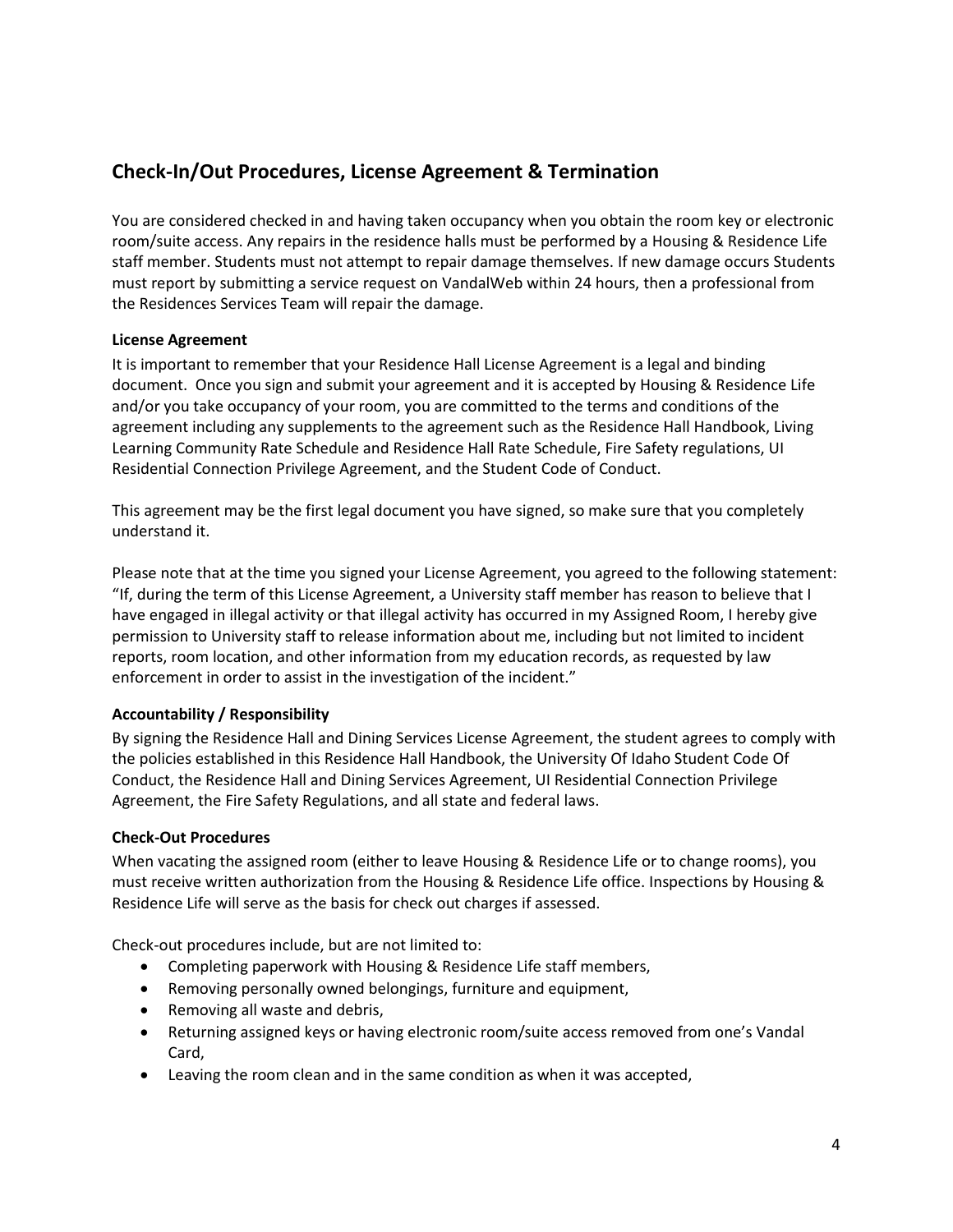## Check-In/Out Procedures, License Agreement & Termination

You are considered checked in and having taken occupancy when you obtain the room key or electronic room/suite access. Any repairs in the residence halls must be performed by a Housing & Residence Life staff member. Students must not attempt to repair damage themselves. If new damage occurs Students must report by submitting a service request on VandalWeb within 24 hours, then a professional from the Residences Services Team will repair the damage.

### License Agreement

It is important to remember that your Residence Hall License Agreement is a legal and binding document. Once you sign and submit your agreement and it is accepted by Housing & Residence Life and/or you take occupancy of your room, you are committed to the terms and conditions of the agreement including any supplements to the agreement such as the Residence Hall Handbook, Living Learning Community Rate Schedule and Residence Hall Rate Schedule, Fire Safety regulations, UI Residential Connection Privilege Agreement, and the Student Code of Conduct.

This agreement may be the first legal document you have signed, so make sure that you completely understand it.

Please note that at the time you signed your License Agreement, you agreed to the following statement: "If, during the term of this License Agreement, a University staff member has reason to believe that I have engaged in illegal activity or that illegal activity has occurred in my Assigned Room, I hereby give permission to University staff to release information about me, including but not limited to incident reports, room location, and other information from my education records, as requested by law enforcement in order to assist in the investigation of the incident."

### Accountability / Responsibility

By signing the Residence Hall and Dining Services License Agreement, the student agrees to comply with the policies established in this Residence Hall Handbook, the University Of Idaho Student Code Of Conduct, the Residence Hall and Dining Services Agreement, UI Residential Connection Privilege Agreement, the Fire Safety Regulations, and all state and federal laws.

### Check-Out Procedures

When vacating the assigned room (either to leave Housing & Residence Life or to change rooms), you must receive written authorization from the Housing & Residence Life office. Inspections by Housing & Residence Life will serve as the basis for check out charges if assessed.

Check-out procedures include, but are not limited to:

- Completing paperwork with Housing & Residence Life staff members,
- Removing personally owned belongings, furniture and equipment,
- Removing all waste and debris,
- Returning assigned keys or having electronic room/suite access removed from one's Vandal Card,
- Leaving the room clean and in the same condition as when it was accepted,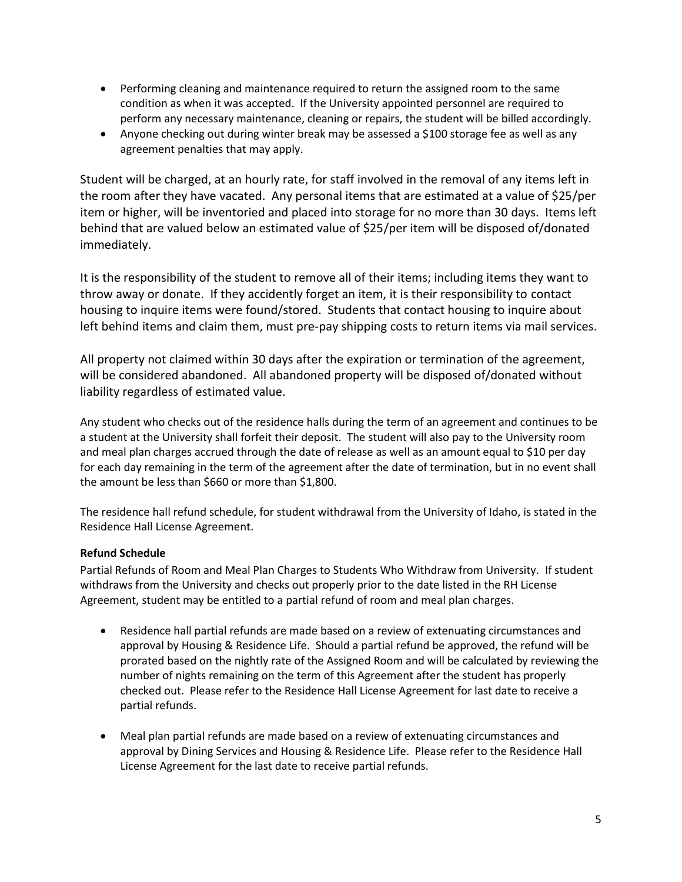- Performing cleaning and maintenance required to return the assigned room to the same condition as when it was accepted. If the University appointed personnel are required to perform any necessary maintenance, cleaning or repairs, the student will be billed accordingly.
- Anyone checking out during winter break may be assessed a $100 storage fee as well as any agreement penalties that may apply.

Student will be charged, at an hourly rate, for staff involved in the removal of any items left in the room after they have vacated. Any personal items that are estimated at a value of $25/per item or higher, will be inventoried and placed into storage for no more than 30 days. Items left behind that are valued below an estimated value of $25/per item will be disposed of/donated immediately.

It is the responsibility of the student to remove all of their items; including items they want to throw away or donate. If they accidently forget an item, it is their responsibility to contact housing to inquire items were found/stored. Students that contact housing to inquire about left behind items and claim them, must pre-pay shipping costs to return items via mail services.

All property not claimed within 30 days after the expiration or termination of the agreement, will be considered abandoned. All abandoned property will be disposed of/donated without liability regardless of estimated value.

Any student who checks out of the residence halls during the term of an agreement and continues to be a student at the University shall forfeit their deposit. The student will also pay to the University room and meal plan charges accrued through the date of release as well as an amount equal to $10 per day for each day remaining in the term of the agreement after the date of termination, but in no event shall the amount be less than $660 or more than $1,800.

The residence hall refund schedule, for student withdrawal from the University of Idaho, is stated in the Residence Hall License Agreement.

**Refund Schedule**

Partial Refunds of Room and Meal Plan Charges to Students Who Withdraw from University. If student withdraws from the University and checks out properly prior to the date listed in the RH License Agreement, student may be entitled to a partial refund of room and meal plan charges.

- Residence hall partial refunds are made based on a review of extenuating circumstances and approval by Housing & Residence Life. Should a partial refund be approved, the refund will be prorated based on the nightly rate of the Assigned Room and will be calculated by reviewing the number of nights remaining on the term of this Agreement after the student has properly checked out. Please refer to the Residence Hall License Agreement for last date to receive a partial refunds.

- Meal plan partial refunds are made based on a review of extenuating circumstances and approval by Dining Services and Housing & Residence Life. Please refer to the Residence Hall License Agreement for the last date to receive partial refunds.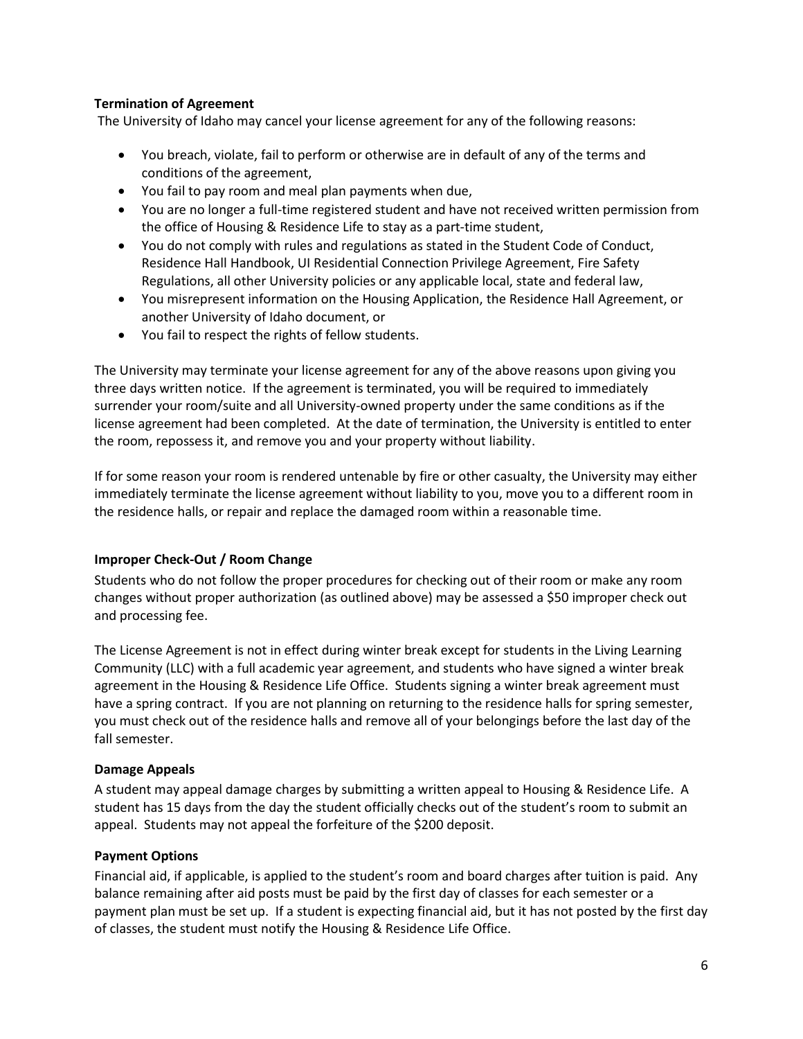**Termination of Agreement**

The University of Idaho may cancel your license agreement for any of the following reasons:

- You breach, violate, fail to perform or otherwise are in default of any of the terms and conditions of the agreement,
- You fail to pay room and meal plan payments when due,
- You are no longer a full-time registered student and have not received written permission from the office of Housing & Residence Life to stay as a part-time student,
- You do not comply with rules and regulations as stated in the Student Code of Conduct, Residence Hall Handbook, UI Residential Connection Privilege Agreement, Fire Safety Regulations, all other University policies or any applicable local, state and federal law,
- You misrepresent information on the Housing Application, the Residence Hall Agreement, or another University of Idaho document, or
- You fail to respect the rights of fellow students.

The University may terminate your license agreement for any of the above reasons upon giving you three days written notice. If the agreement is terminated, you will be required to immediately surrender your room/suite and all University-owned property under the same conditions as if the license agreement had been completed. At the date of termination, the University is entitled to enter the room, repossess it, and remove you and your property without liability.

If for some reason your room is rendered untenable by fire or other casualty, the University may either immediately terminate the license agreement without liability to you, move you to a different room in the residence halls, or repair and replace the damaged room within a reasonable time.

**Improper Check-Out / Room Change**

Students who do not follow the proper procedures for checking out of their room or make any room changes without proper authorization (as outlined above) may be assessed a $50 improper check out and processing fee.

The License Agreement is not in effect during winter break except for students in the Living Learning Community (LLC) with a full academic year agreement, and students who have signed a winter break agreement in the Housing & Residence Life Office. Students signing a winter break agreement must have a spring contract. If you are not planning on returning to the residence halls for spring semester, you must check out of the residence halls and remove all of your belongings before the last day of the fall semester.

**Damage Appeals**

A student may appeal damage charges by submitting a written appeal to Housing & Residence Life. A student has 15 days from the day the student officially checks out of the student's room to submit an appeal. Students may not appeal the forfeiture of the $200 deposit.

**Payment Options**

Financial aid, if applicable, is applied to the student's room and board charges after tuition is paid. Any balance remaining after aid posts must be paid by the first day of classes for each semester or a payment plan must be set up. If a student is expecting financial aid, but it has not posted by the first day of classes, the student must notify the Housing & Residence Life Office.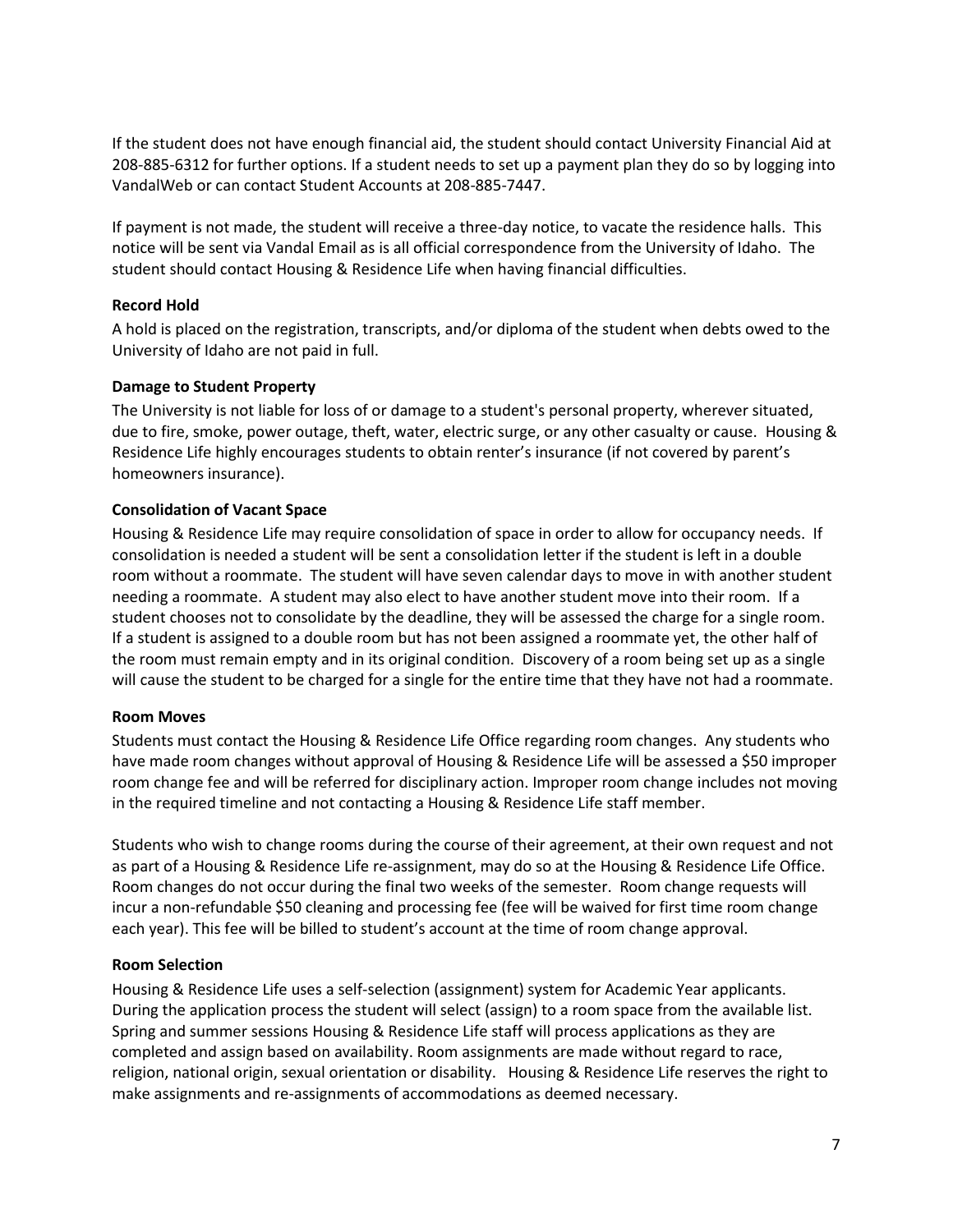If the student does not have enough financial aid, the student should contact University Financial Aid at 208-885-6312 for further options. If a student needs to set up a payment plan they do so by logging into VandalWeb or can contact Student Accounts at 208-885-7447.

If payment is not made, the student will receive a three-day notice, to vacate the residence halls. This notice will be sent via Vandal Email as is all official correspondence from the University of Idaho. The student should contact Housing & Residence Life when having financial difficulties.

**Record Hold**

A hold is placed on the registration, transcripts, and/or diploma of the student when debts owed to the University of Idaho are not paid in full.

**Damage to Student Property**

The University is not liable for loss of or damage to a student's personal property, wherever situated, due to fire, smoke, power outage, theft, water, electric surge, or any other casualty or cause. Housing & Residence Life highly encourages students to obtain renter's insurance (if not covered by parent's homeowners insurance).

**Consolidation of Vacant Space**

Housing & Residence Life may require consolidation of space in order to allow for occupancy needs. If consolidation is needed a student will be sent a consolidation letter if the student is left in a double room without a roommate. The student will have seven calendar days to move in with another student needing a roommate. A student may also elect to have another student move into their room. If a student chooses not to consolidate by the deadline, they will be assessed the charge for a single room. If a student is assigned to a double room but has not been assigned a roommate yet, the other half of the room must remain empty and in its original condition. Discovery of a room being set up as a single will cause the student to be charged for a single for the entire time that they have not had a roommate.

**Room Moves**

Students must contact the Housing & Residence Life Office regarding room changes. Any students who have made room changes without approval of Housing & Residence Life will be assessed a $50 improper room change fee and will be referred for disciplinary action. Improper room change includes not moving in the required timeline and not contacting a Housing & Residence Life staff member.

Students who wish to change rooms during the course of their agreement, at their own request and not as part of a Housing & Residence Life re-assignment, may do so at the Housing & Residence Life Office. Room changes do not occur during the final two weeks of the semester. Room change requests will incur a non-refundable $50 cleaning and processing fee (fee will be waived for first time room change each year). This fee will be billed to student's account at the time of room change approval.

**Room Selection**

Housing & Residence Life uses a self-selection (assignment) system for Academic Year applicants. During the application process the student will select (assign) to a room space from the available list. Spring and summer sessions Housing & Residence Life staff will process applications as they are completed and assign based on availability. Room assignments are made without regard to race, religion, national origin, sexual orientation or disability. Housing & Residence Life reserves the right to make assignments and re-assignments of accommodations as deemed necessary.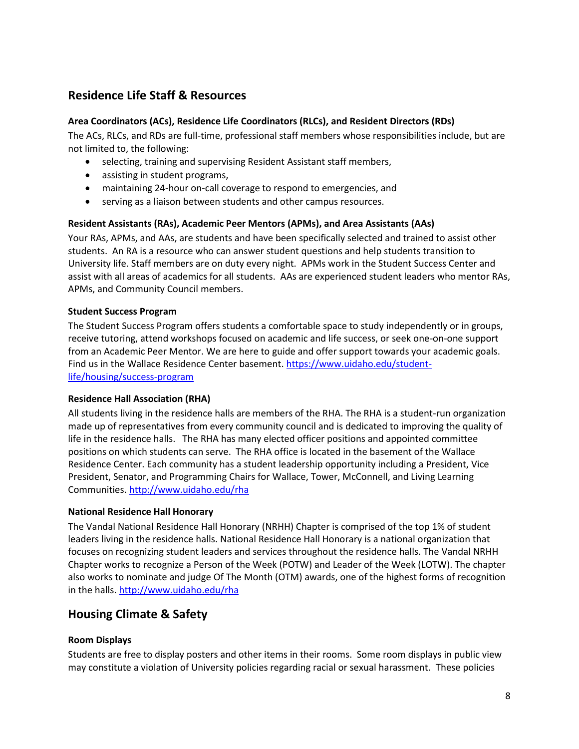## Residence Life Staff & Resources

### Area Coordinators (ACs), Residence Life Coordinators (RLCs), and Resident Directors (RDs)

The ACs, RLCs, and RDs are full-time, professional staff members whose responsibilities include, but are not limited to, the following:

- selecting, training and supervising Resident Assistant staff members,
- assisting in student programs,
- maintaining 24-hour on-call coverage to respond to emergencies, and
- serving as a liaison between students and other campus resources.

### Resident Assistants (RAs), Academic Peer Mentors (APMs), and Area Assistants (AAs)

Your RAs, APMs, and AAs, are students and have been specifically selected and trained to assist other students. An RA is a resource who can answer student questions and help students transition to University life. Staff members are on duty every night. APMs work in the Student Success Center and assist with all areas of academics for all students. AAs are experienced student leaders who mentor RAs, APMs, and Community Council members.

### Student Success Program

The Student Success Program offers students a comfortable space to study independently or in groups, receive tutoring, attend workshops focused on academic and life success, or seek one-on-one support from an Academic Peer Mentor. We are here to guide and offer support towards your academic goals. Find us in the Wallace Residence Center basement. [https://www.uidaho.edu/student-life/housing/success-program](https://www.uidaho.edu/student-life/housing/success-program)

### Residence Hall Association (RHA)

All students living in the residence halls are members of the RHA. The RHA is a student-run organization made up of representatives from every community council and is dedicated to improving the quality of life in the residence halls. The RHA has many elected officer positions and appointed committee positions on which students can serve. The RHA office is located in the basement of the Wallace Residence Center. Each community has a student leadership opportunity including a President, Vice President, Senator, and Programming Chairs for Wallace, Tower, McConnell, and Living Learning Communities. [http://www.uidaho.edu/rha](http://www.uidaho.edu/rha)

### National Residence Hall Honorary

The Vandal National Residence Hall Honorary (NRHH) Chapter is comprised of the top 1% of student leaders living in the residence halls. National Residence Hall Honorary is a national organization that focuses on recognizing student leaders and services throughout the residence halls. The Vandal NRHH Chapter works to recognize a Person of the Week (POTW) and Leader of the Week (LOTW). The chapter also works to nominate and judge Of The Month (OTM) awards, one of the highest forms of recognition in the halls. [http://www.uidaho.edu/rha](http://www.uidaho.edu/rha)

## Housing Climate & Safety

### Room Displays

Students are free to display posters and other items in their rooms. Some room displays in public view may constitute a violation of University policies regarding racial or sexual harassment. These policies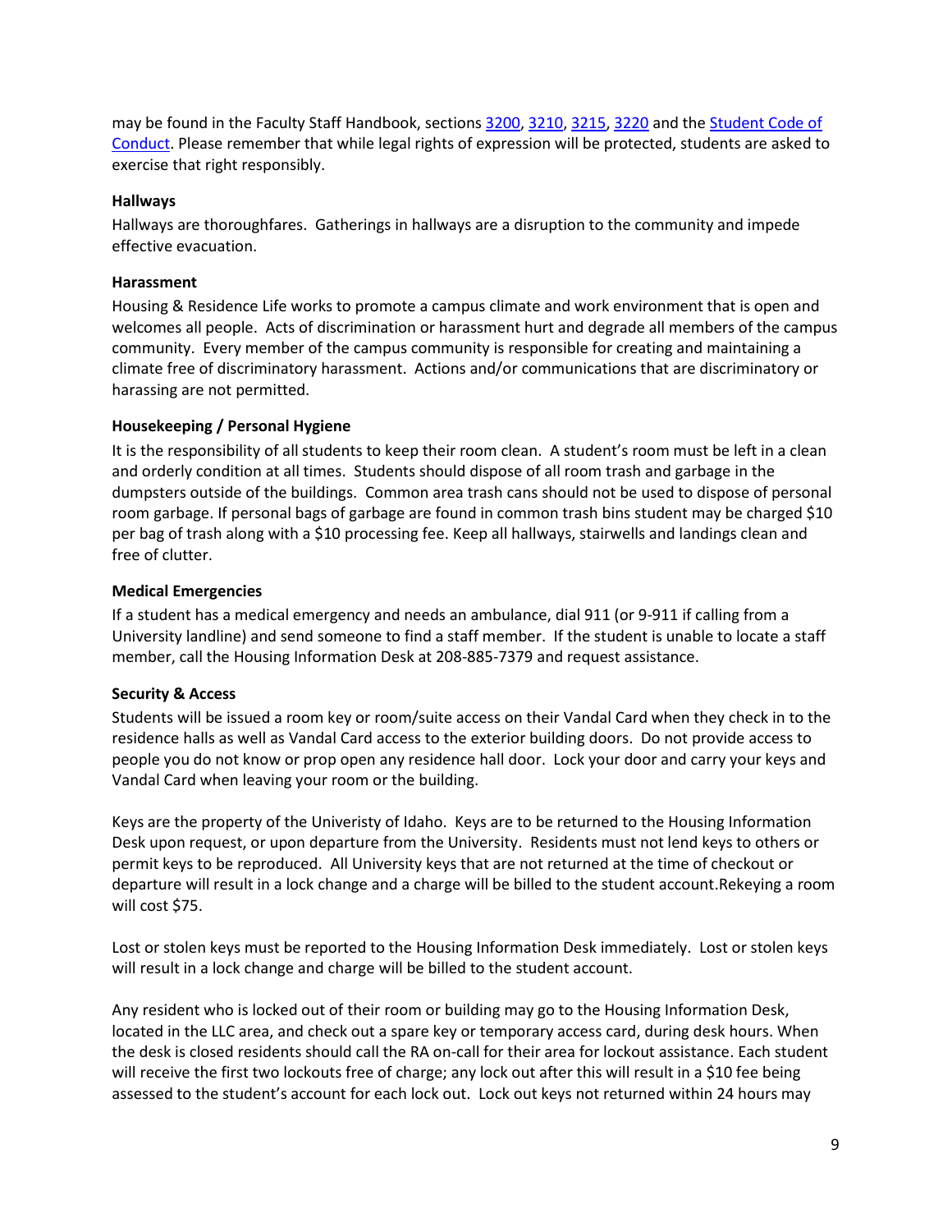may be found in the Faculty Staff Handbook, sections [3200](), [3210](), [3215](), [3220]() and the [Student Code of Conduct](). Please remember that while legal rights of expression will be protected, students are asked to exercise that right responsibly.

**Hallways**

Hallways are thoroughfares. Gatherings in hallways are a disruption to the community and impede effective evacuation.

**Harassment**

Housing & Residence Life works to promote a campus climate and work environment that is open and welcomes all people. Acts of discrimination or harassment hurt and degrade all members of the campus community. Every member of the campus community is responsible for creating and maintaining a climate free of discriminatory harassment. Actions and/or communications that are discriminatory or harassing are not permitted.

**Housekeeping / Personal Hygiene**

It is the responsibility of all students to keep their room clean. A student's room must be left in a clean and orderly condition at all times. Students should dispose of all room trash and garbage in the dumpsters outside of the buildings. Common area trash cans should not be used to dispose of personal room garbage. If personal bags of garbage are found in common trash bins student may be charged $10 per bag of trash along with a $10 processing fee. Keep all hallways, stairwells and landings clean and free of clutter.

**Medical Emergencies**

If a student has a medical emergency and needs an ambulance, dial 911 (or 9-911 if calling from a University landline) and send someone to find a staff member. If the student is unable to locate a staff member, call the Housing Information Desk at 208-885-7379 and request assistance.

**Security & Access**

Students will be issued a room key or room/suite access on their Vandal Card when they check in to the residence halls as well as Vandal Card access to the exterior building doors. Do not provide access to people you do not know or prop open any residence hall door. Lock your door and carry your keys and Vandal Card when leaving your room or the building.

Keys are the property of the Univeristy of Idaho. Keys are to be returned to the Housing Information Desk upon request, or upon departure from the University. Residents must not lend keys to others or permit keys to be reproduced. All University keys that are not returned at the time of checkout or departure will result in a lock change and a charge will be billed to the student account.Rekeying a room will cost $75.

Lost or stolen keys must be reported to the Housing Information Desk immediately. Lost or stolen keys will result in a lock change and charge will be billed to the student account.

Any resident who is locked out of their room or building may go to the Housing Information Desk, located in the LLC area, and check out a spare key or temporary access card, during desk hours. When the desk is closed residents should call the RA on-call for their area for lockout assistance. Each student will receive the first two lockouts free of charge; any lock out after this will result in a $10 fee being assessed to the student's account for each lock out. Lock out keys not returned within 24 hours may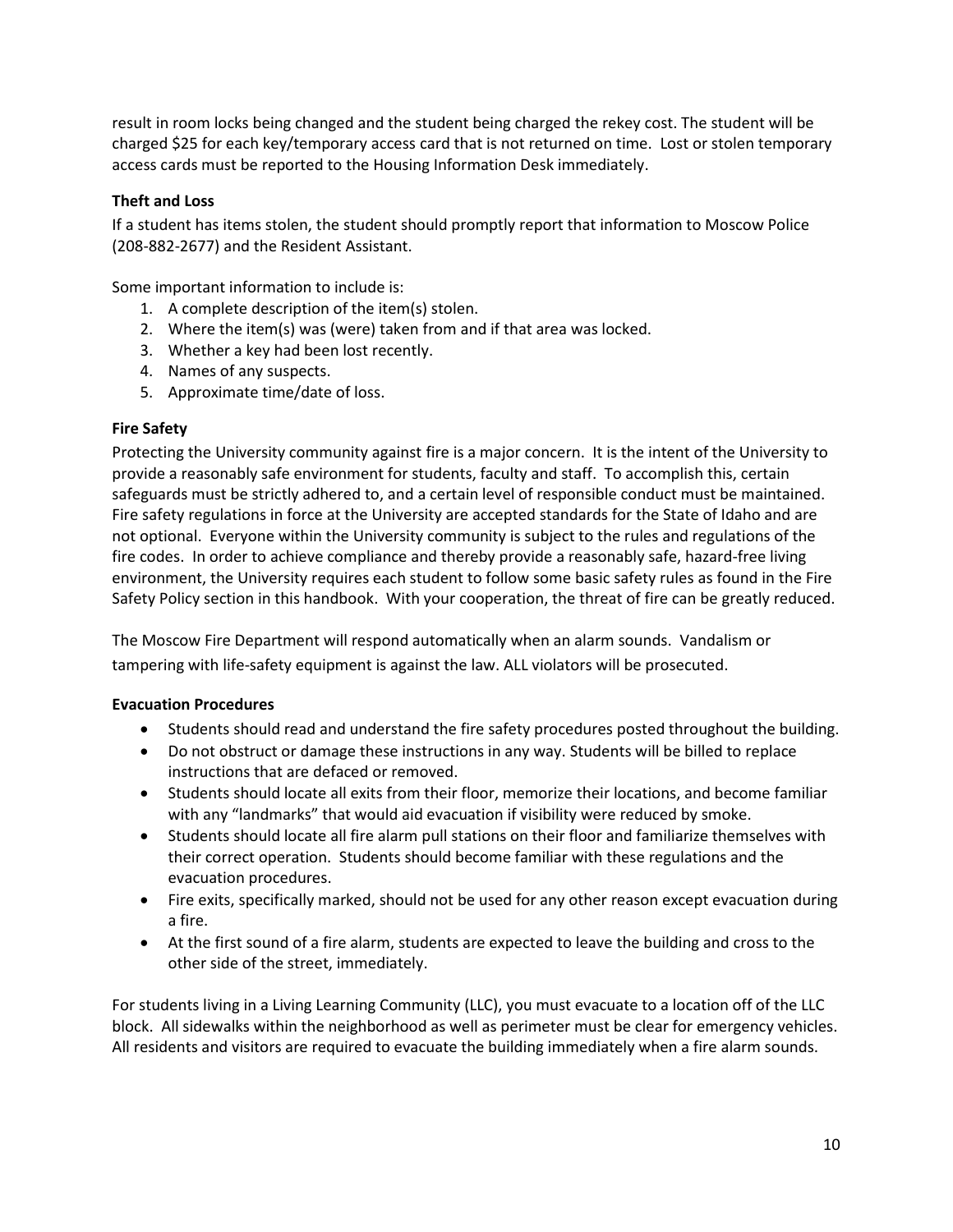result in room locks being changed and the student being charged the rekey cost. The student will be charged $25 for each key/temporary access card that is not returned on time. Lost or stolen temporary access cards must be reported to the Housing Information Desk immediately.

### Theft and Loss

If a student has items stolen, the student should promptly report that information to Moscow Police (208-882-2677) and the Resident Assistant.

Some important information to include is:

1. A complete description of the item(s) stolen.
2. Where the item(s) was (were) taken from and if that area was locked.
3. Whether a key had been lost recently.
4. Names of any suspects.
5. Approximate time/date of loss.

### Fire Safety

Protecting the University community against fire is a major concern. It is the intent of the University to provide a reasonably safe environment for students, faculty and staff. To accomplish this, certain safeguards must be strictly adhered to, and a certain level of responsible conduct must be maintained. Fire safety regulations in force at the University are accepted standards for the State of Idaho and are not optional. Everyone within the University community is subject to the rules and regulations of the fire codes. In order to achieve compliance and thereby provide a reasonably safe, hazard-free living environment, the University requires each student to follow some basic safety rules as found in the Fire Safety Policy section in this handbook. With your cooperation, the threat of fire can be greatly reduced.

The Moscow Fire Department will respond automatically when an alarm sounds. Vandalism or tampering with life-safety equipment is against the law. ALL violators will be prosecuted.

### Evacuation Procedures

- Students should read and understand the fire safety procedures posted throughout the building.
- Do not obstruct or damage these instructions in any way. Students will be billed to replace instructions that are defaced or removed.
- Students should locate all exits from their floor, memorize their locations, and become familiar with any "landmarks" that would aid evacuation if visibility were reduced by smoke.
- Students should locate all fire alarm pull stations on their floor and familiarize themselves with their correct operation. Students should become familiar with these regulations and the evacuation procedures.
- Fire exits, specifically marked, should not be used for any other reason except evacuation during a fire.
- At the first sound of a fire alarm, students are expected to leave the building and cross to the other side of the street, immediately.

For students living in a Living Learning Community (LLC), you must evacuate to a location off of the LLC block. All sidewalks within the neighborhood as well as perimeter must be clear for emergency vehicles. All residents and visitors are required to evacuate the building immediately when a fire alarm sounds.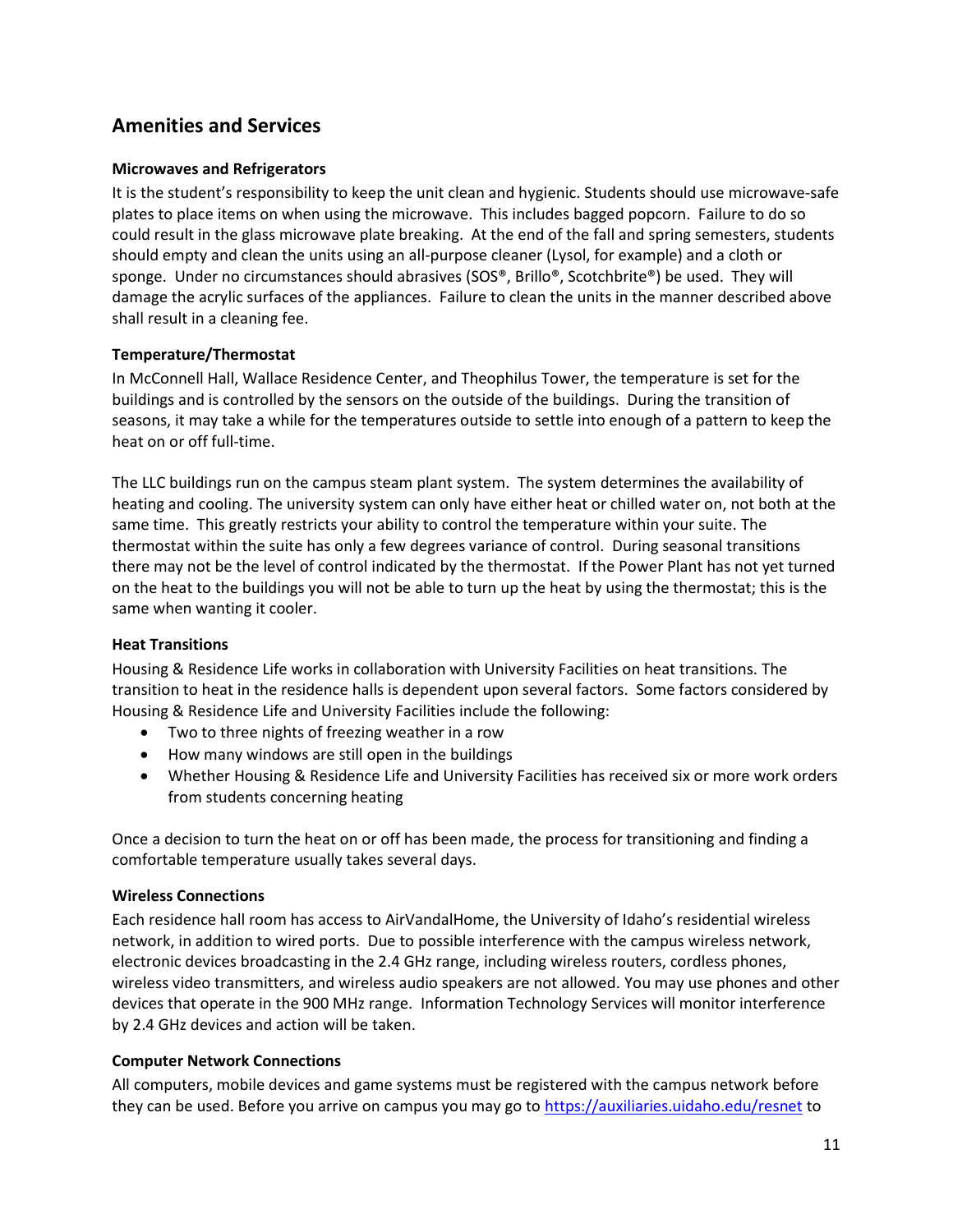## Amenities and Services

### Microwaves and Refrigerators

It is the student's responsibility to keep the unit clean and hygienic. Students should use microwave-safe plates to place items on when using the microwave. This includes bagged popcorn. Failure to do so could result in the glass microwave plate breaking. At the end of the fall and spring semesters, students should empty and clean the units using an all-purpose cleaner (Lysol, for example) and a cloth or sponge. Under no circumstances should abrasives (SOS®, Brillo®, Scotchbrite®) be used. They will damage the acrylic surfaces of the appliances. Failure to clean the units in the manner described above shall result in a cleaning fee.

### Temperature/Thermostat

In McConnell Hall, Wallace Residence Center, and Theophilus Tower, the temperature is set for the buildings and is controlled by the sensors on the outside of the buildings. During the transition of seasons, it may take a while for the temperatures outside to settle into enough of a pattern to keep the heat on or off full-time.

The LLC buildings run on the campus steam plant system. The system determines the availability of heating and cooling. The university system can only have either heat or chilled water on, not both at the same time. This greatly restricts your ability to control the temperature within your suite. The thermostat within the suite has only a few degrees variance of control. During seasonal transitions there may not be the level of control indicated by the thermostat. If the Power Plant has not yet turned on the heat to the buildings you will not be able to turn up the heat by using the thermostat; this is the same when wanting it cooler.

### Heat Transitions

Housing & Residence Life works in collaboration with University Facilities on heat transitions. The transition to heat in the residence halls is dependent upon several factors. Some factors considered by Housing & Residence Life and University Facilities include the following:

- Two to three nights of freezing weather in a row
- How many windows are still open in the buildings
- Whether Housing & Residence Life and University Facilities has received six or more work orders from students concerning heating

Once a decision to turn the heat on or off has been made, the process for transitioning and finding a comfortable temperature usually takes several days.

### Wireless Connections

Each residence hall room has access to AirVandalHome, the University of Idaho's residential wireless network, in addition to wired ports. Due to possible interference with the campus wireless network, electronic devices broadcasting in the 2.4 GHz range, including wireless routers, cordless phones, wireless video transmitters, and wireless audio speakers are not allowed. You may use phones and other devices that operate in the 900 MHz range. Information Technology Services will monitor interference by 2.4 GHz devices and action will be taken.

### Computer Network Connections

All computers, mobile devices and game systems must be registered with the campus network before they can be used. Before you arrive on campus you may go to https://auxiliaries.uidaho.edu/resnet to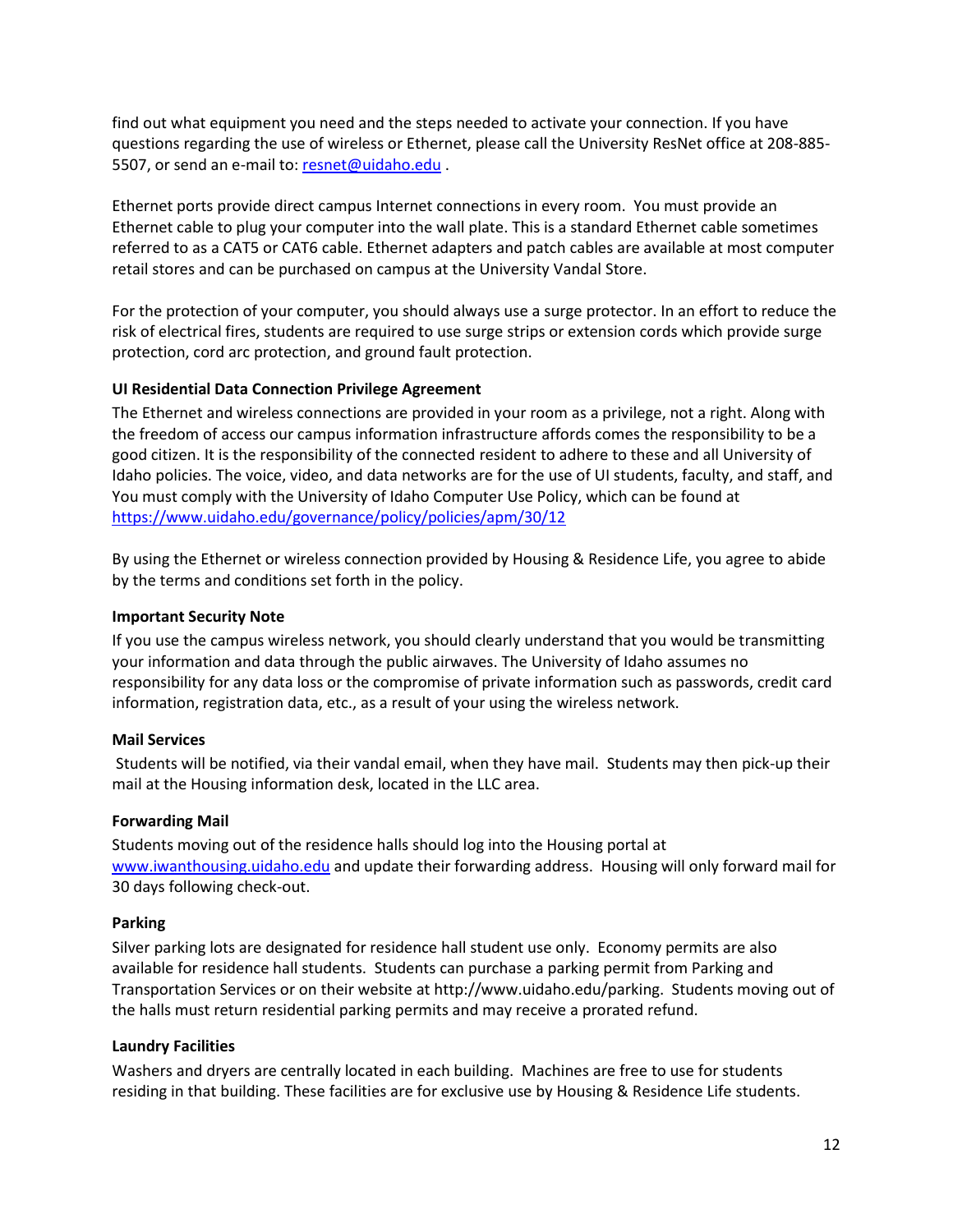find out what equipment you need and the steps needed to activate your connection. If you have questions regarding the use of wireless or Ethernet, please call the University ResNet office at 208-885-5507, or send an e-mail to: [resnet@uidaho.edu](mailto:resnet@uidaho.edu) .

Ethernet ports provide direct campus Internet connections in every room. You must provide an Ethernet cable to plug your computer into the wall plate. This is a standard Ethernet cable sometimes referred to as a CAT5 or CAT6 cable. Ethernet adapters and patch cables are available at most computer retail stores and can be purchased on campus at the University Vandal Store.

For the protection of your computer, you should always use a surge protector. In an effort to reduce the risk of electrical fires, students are required to use surge strips or extension cords which provide surge protection, cord arc protection, and ground fault protection.

**UI Residential Data Connection Privilege Agreement**

The Ethernet and wireless connections are provided in your room as a privilege, not a right. Along with the freedom of access our campus information infrastructure affords comes the responsibility to be a good citizen. It is the responsibility of the connected resident to adhere to these and all University of Idaho policies. The voice, video, and data networks are for the use of UI students, faculty, and staff, and You must comply with the University of Idaho Computer Use Policy, which can be found at [https://www.uidaho.edu/governance/policy/policies/apm/30/12](https://www.uidaho.edu/governance/policy/policies/apm/30/12)

By using the Ethernet or wireless connection provided by Housing & Residence Life, you agree to abide by the terms and conditions set forth in the policy.

**Important Security Note**

If you use the campus wireless network, you should clearly understand that you would be transmitting your information and data through the public airwaves. The University of Idaho assumes no responsibility for any data loss or the compromise of private information such as passwords, credit card information, registration data, etc., as a result of your using the wireless network.

**Mail Services**

Students will be notified, via their vandal email, when they have mail. Students may then pick-up their mail at the Housing information desk, located in the LLC area.

**Forwarding Mail**

Students moving out of the residence halls should log into the Housing portal at [www.iwanthousing.uidaho.edu](http://www.iwanthousing.uidaho.edu) and update their forwarding address. Housing will only forward mail for 30 days following check-out.

**Parking**

Silver parking lots are designated for residence hall student use only. Economy permits are also available for residence hall students. Students can purchase a parking permit from Parking and Transportation Services or on their website at http://www.uidaho.edu/parking. Students moving out of the halls must return residential parking permits and may receive a prorated refund.

**Laundry Facilities**

Washers and dryers are centrally located in each building. Machines are free to use for students residing in that building. These facilities are for exclusive use by Housing & Residence Life students.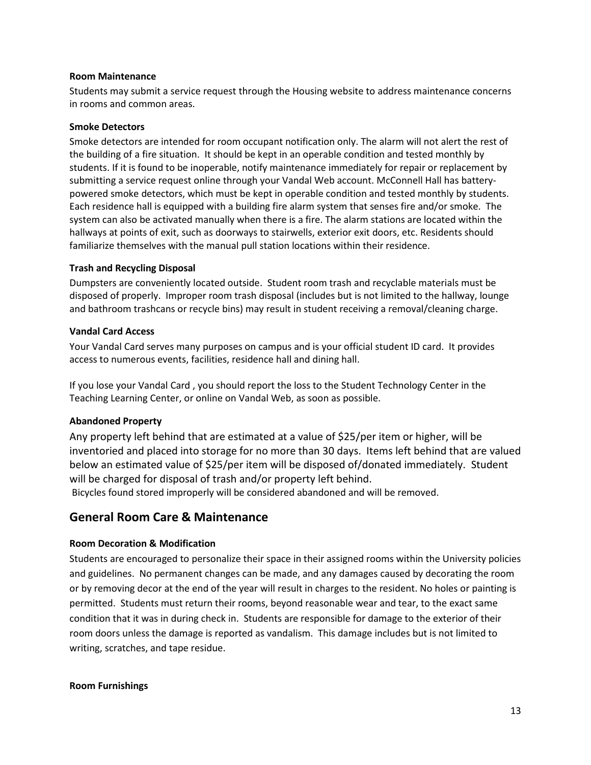**Room Maintenance**

Students may submit a service request through the Housing website to address maintenance concerns in rooms and common areas.

**Smoke Detectors**

Smoke detectors are intended for room occupant notification only. The alarm will not alert the rest of the building of a fire situation. It should be kept in an operable condition and tested monthly by students. If it is found to be inoperable, notify maintenance immediately for repair or replacement by submitting a service request online through your Vandal Web account. McConnell Hall has battery-powered smoke detectors, which must be kept in operable condition and tested monthly by students. Each residence hall is equipped with a building fire alarm system that senses fire and/or smoke. The system can also be activated manually when there is a fire. The alarm stations are located within the hallways at points of exit, such as doorways to stairwells, exterior exit doors, etc. Residents should familiarize themselves with the manual pull station locations within their residence.

**Trash and Recycling Disposal**

Dumpsters are conveniently located outside. Student room trash and recyclable materials must be disposed of properly. Improper room trash disposal (includes but is not limited to the hallway, lounge and bathroom trashcans or recycle bins) may result in student receiving a removal/cleaning charge.

**Vandal Card Access**

Your Vandal Card serves many purposes on campus and is your official student ID card. It provides access to numerous events, facilities, residence hall and dining hall.

If you lose your Vandal Card , you should report the loss to the Student Technology Center in the Teaching Learning Center, or online on Vandal Web, as soon as possible.

**Abandoned Property**

Any property left behind that are estimated at a value of $25/per item or higher, will be inventoried and placed into storage for no more than 30 days. Items left behind that are valued below an estimated value of $25/per item will be disposed of/donated immediately. Student will be charged for disposal of trash and/or property left behind.

Bicycles found stored improperly will be considered abandoned and will be removed.

## General Room Care & Maintenance

**Room Decoration & Modification**

Students are encouraged to personalize their space in their assigned rooms within the University policies and guidelines. No permanent changes can be made, and any damages caused by decorating the room or by removing decor at the end of the year will result in charges to the resident. No holes or painting is permitted. Students must return their rooms, beyond reasonable wear and tear, to the exact same condition that it was in during check in. Students are responsible for damage to the exterior of their room doors unless the damage is reported as vandalism. This damage includes but is not limited to writing, scratches, and tape residue.

**Room Furnishings**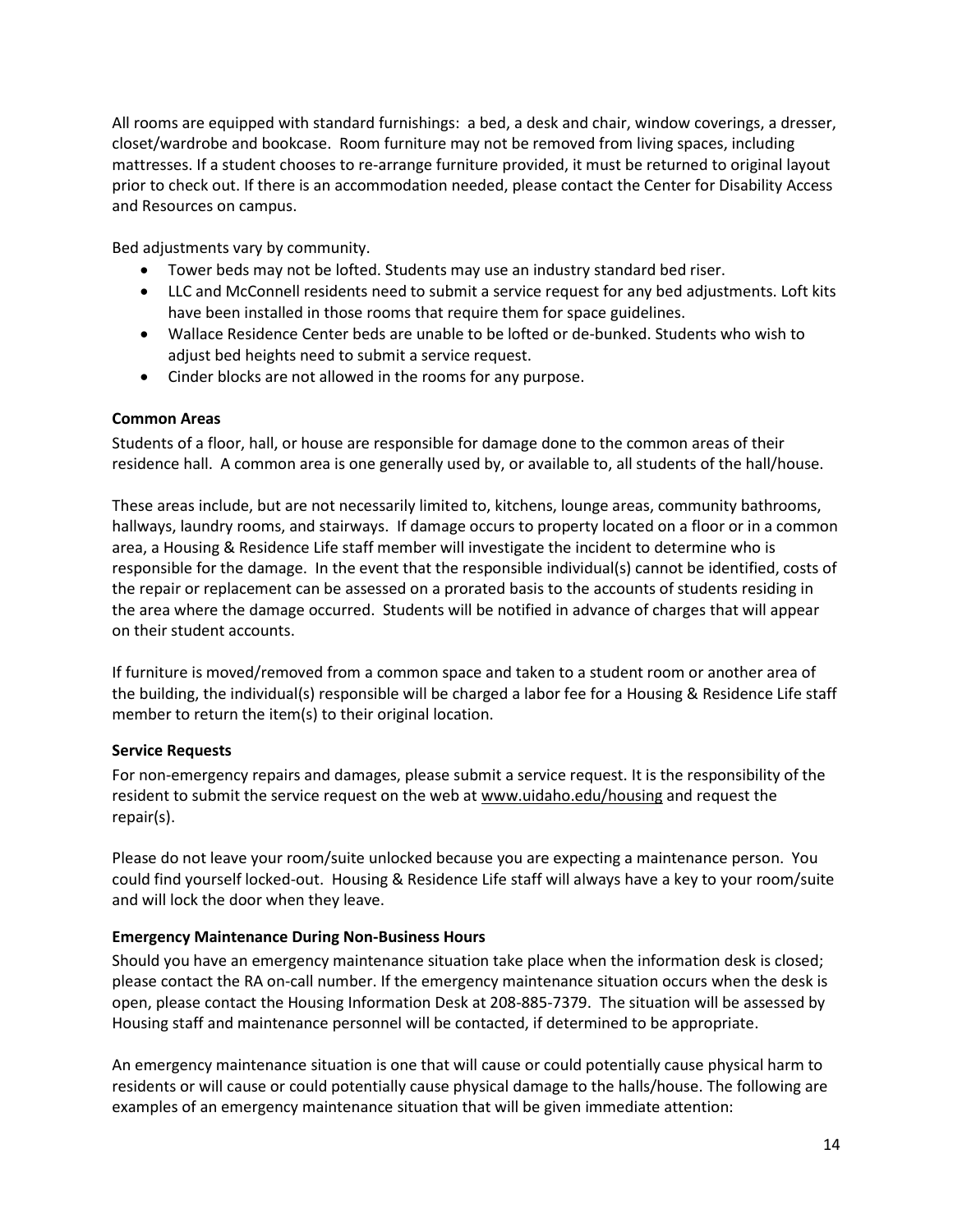All rooms are equipped with standard furnishings: a bed, a desk and chair, window coverings, a dresser, closet/wardrobe and bookcase. Room furniture may not be removed from living spaces, including mattresses. If a student chooses to re-arrange furniture provided, it must be returned to original layout prior to check out. If there is an accommodation needed, please contact the Center for Disability Access and Resources on campus.

Bed adjustments vary by community.

- Tower beds may not be lofted. Students may use an industry standard bed riser.
- LLC and McConnell residents need to submit a service request for any bed adjustments. Loft kits have been installed in those rooms that require them for space guidelines.
- Wallace Residence Center beds are unable to be lofted or de-bunked. Students who wish to adjust bed heights need to submit a service request.
- Cinder blocks are not allowed in the rooms for any purpose.

**Common Areas**

Students of a floor, hall, or house are responsible for damage done to the common areas of their residence hall. A common area is one generally used by, or available to, all students of the hall/house.

These areas include, but are not necessarily limited to, kitchens, lounge areas, community bathrooms, hallways, laundry rooms, and stairways. If damage occurs to property located on a floor or in a common area, a Housing & Residence Life staff member will investigate the incident to determine who is responsible for the damage. In the event that the responsible individual(s) cannot be identified, costs of the repair or replacement can be assessed on a prorated basis to the accounts of students residing in the area where the damage occurred. Students will be notified in advance of charges that will appear on their student accounts.

If furniture is moved/removed from a common space and taken to a student room or another area of the building, the individual(s) responsible will be charged a labor fee for a Housing & Residence Life staff member to return the item(s) to their original location.

**Service Requests**

For non-emergency repairs and damages, please submit a service request. It is the responsibility of the resident to submit the service request on the web at www.uidaho.edu/housing and request the repair(s).

Please do not leave your room/suite unlocked because you are expecting a maintenance person. You could find yourself locked-out. Housing & Residence Life staff will always have a key to your room/suite and will lock the door when they leave.

**Emergency Maintenance During Non-Business Hours**

Should you have an emergency maintenance situation take place when the information desk is closed; please contact the RA on-call number. If the emergency maintenance situation occurs when the desk is open, please contact the Housing Information Desk at 208-885-7379. The situation will be assessed by Housing staff and maintenance personnel will be contacted, if determined to be appropriate.

An emergency maintenance situation is one that will cause or could potentially cause physical harm to residents or will cause or could potentially cause physical damage to the halls/house. The following are examples of an emergency maintenance situation that will be given immediate attention: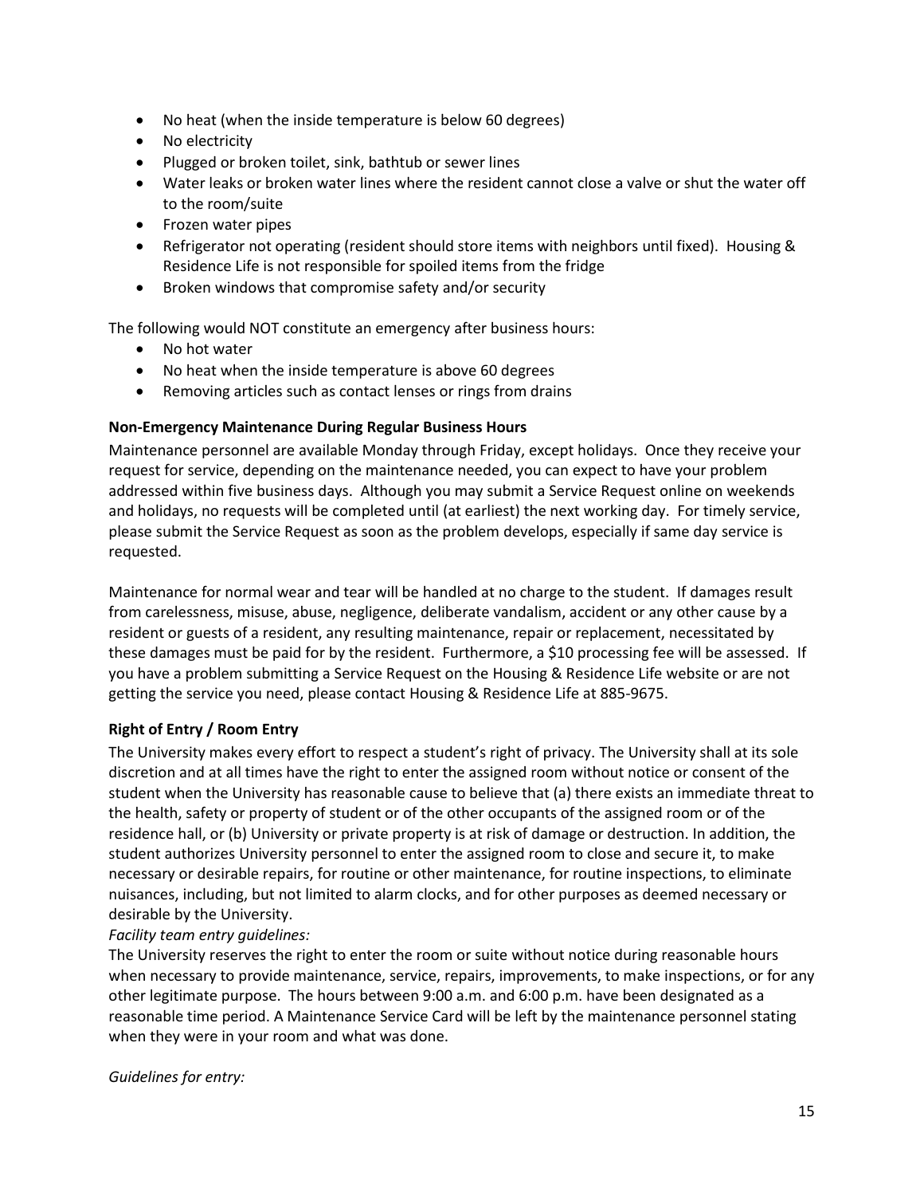- No heat (when the inside temperature is below 60 degrees)
- No electricity
- Plugged or broken toilet, sink, bathtub or sewer lines
- Water leaks or broken water lines where the resident cannot close a valve or shut the water off to the room/suite
- Frozen water pipes
- Refrigerator not operating (resident should store items with neighbors until fixed). Housing & Residence Life is not responsible for spoiled items from the fridge
- Broken windows that compromise safety and/or security

The following would NOT constitute an emergency after business hours:

- No hot water
- No heat when the inside temperature is above 60 degrees
- Removing articles such as contact lenses or rings from drains

**Non-Emergency Maintenance During Regular Business Hours**

Maintenance personnel are available Monday through Friday, except holidays. Once they receive your request for service, depending on the maintenance needed, you can expect to have your problem addressed within five business days. Although you may submit a Service Request online on weekends and holidays, no requests will be completed until (at earliest) the next working day. For timely service, please submit the Service Request as soon as the problem develops, especially if same day service is requested.

Maintenance for normal wear and tear will be handled at no charge to the student. If damages result from carelessness, misuse, abuse, negligence, deliberate vandalism, accident or any other cause by a resident or guests of a resident, any resulting maintenance, repair or replacement, necessitated by these damages must be paid for by the resident. Furthermore, a $10 processing fee will be assessed. If you have a problem submitting a Service Request on the Housing & Residence Life website or are not getting the service you need, please contact Housing & Residence Life at 885-9675.

**Right of Entry / Room Entry**

The University makes every effort to respect a student's right of privacy. The University shall at its sole discretion and at all times have the right to enter the assigned room without notice or consent of the student when the University has reasonable cause to believe that (a) there exists an immediate threat to the health, safety or property of student or of the other occupants of the assigned room or of the residence hall, or (b) University or private property is at risk of damage or destruction. In addition, the student authorizes University personnel to enter the assigned room to close and secure it, to make necessary or desirable repairs, for routine or other maintenance, for routine inspections, to eliminate nuisances, including, but not limited to alarm clocks, and for other purposes as deemed necessary or desirable by the University.

*Facility team entry guidelines:*

The University reserves the right to enter the room or suite without notice during reasonable hours when necessary to provide maintenance, service, repairs, improvements, to make inspections, or for any other legitimate purpose. The hours between 9:00 a.m. and 6:00 p.m. have been designated as a reasonable time period. A Maintenance Service Card will be left by the maintenance personnel stating when they were in your room and what was done.

*Guidelines for entry:*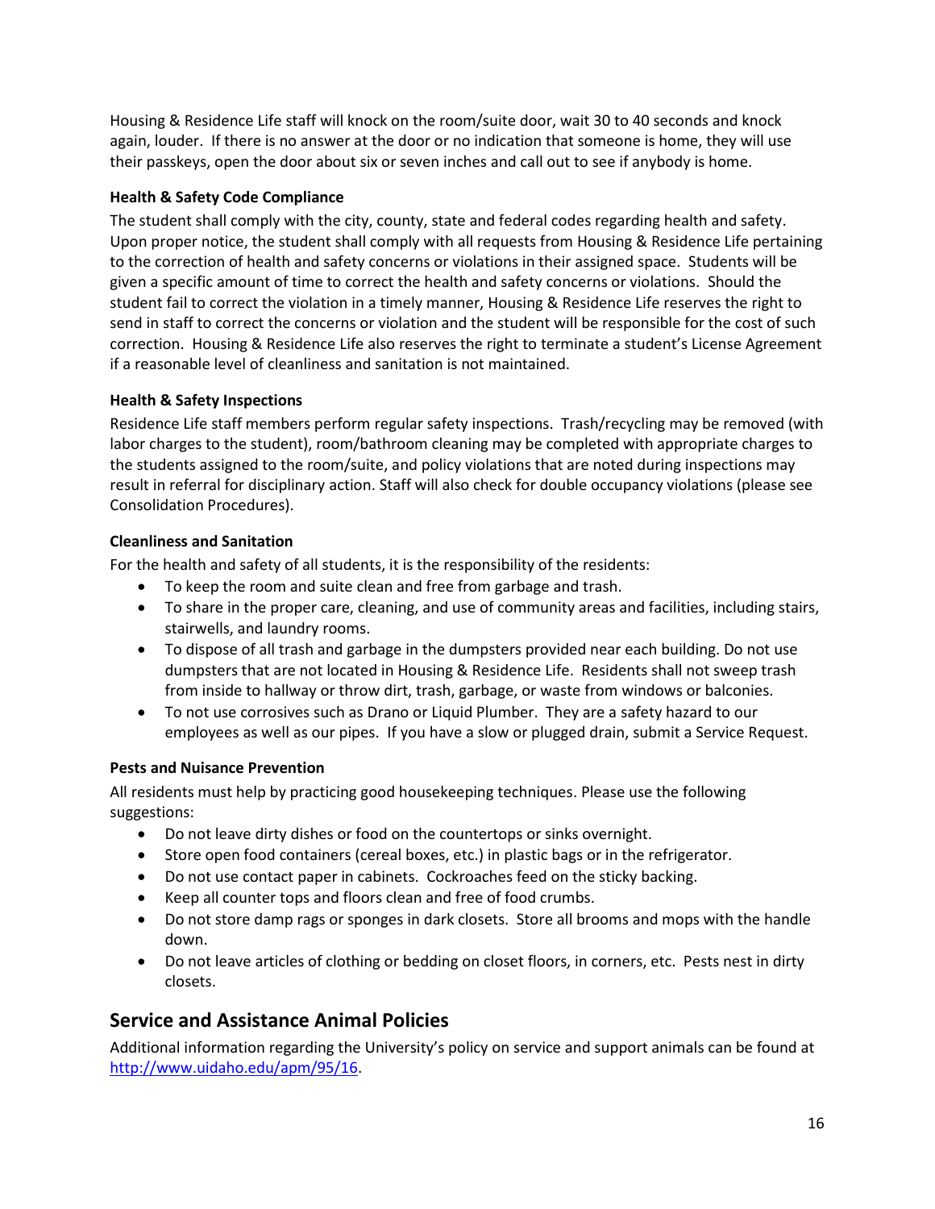Housing & Residence Life staff will knock on the room/suite door, wait 30 to 40 seconds and knock again, louder. If there is no answer at the door or no indication that someone is home, they will use their passkeys, open the door about six or seven inches and call out to see if anybody is home.

**Health & Safety Code Compliance**

The student shall comply with the city, county, state and federal codes regarding health and safety. Upon proper notice, the student shall comply with all requests from Housing & Residence Life pertaining to the correction of health and safety concerns or violations in their assigned space. Students will be given a specific amount of time to correct the health and safety concerns or violations. Should the student fail to correct the violation in a timely manner, Housing & Residence Life reserves the right to send in staff to correct the concerns or violation and the student will be responsible for the cost of such correction. Housing & Residence Life also reserves the right to terminate a student's License Agreement if a reasonable level of cleanliness and sanitation is not maintained.

**Health & Safety Inspections**

Residence Life staff members perform regular safety inspections. Trash/recycling may be removed (with labor charges to the student), room/bathroom cleaning may be completed with appropriate charges to the students assigned to the room/suite, and policy violations that are noted during inspections may result in referral for disciplinary action. Staff will also check for double occupancy violations (please see Consolidation Procedures).

**Cleanliness and Sanitation**

For the health and safety of all students, it is the responsibility of the residents:

- To keep the room and suite clean and free from garbage and trash.
- To share in the proper care, cleaning, and use of community areas and facilities, including stairs, stairwells, and laundry rooms.
- To dispose of all trash and garbage in the dumpsters provided near each building. Do not use dumpsters that are not located in Housing & Residence Life. Residents shall not sweep trash from inside to hallway or throw dirt, trash, garbage, or waste from windows or balconies.
- To not use corrosives such as Drano or Liquid Plumber. They are a safety hazard to our employees as well as our pipes. If you have a slow or plugged drain, submit a Service Request.

**Pests and Nuisance Prevention**

All residents must help by practicing good housekeeping techniques. Please use the following suggestions:

- Do not leave dirty dishes or food on the countertops or sinks overnight.
- Store open food containers (cereal boxes, etc.) in plastic bags or in the refrigerator.
- Do not use contact paper in cabinets. Cockroaches feed on the sticky backing.
- Keep all counter tops and floors clean and free of food crumbs.
- Do not store damp rags or sponges in dark closets. Store all brooms and mops with the handle down.
- Do not leave articles of clothing or bedding on closet floors, in corners, etc. Pests nest in dirty closets.

## Service and Assistance Animal Policies

Additional information regarding the University's policy on service and support animals can be found at http://www.uidaho.edu/apm/95/16.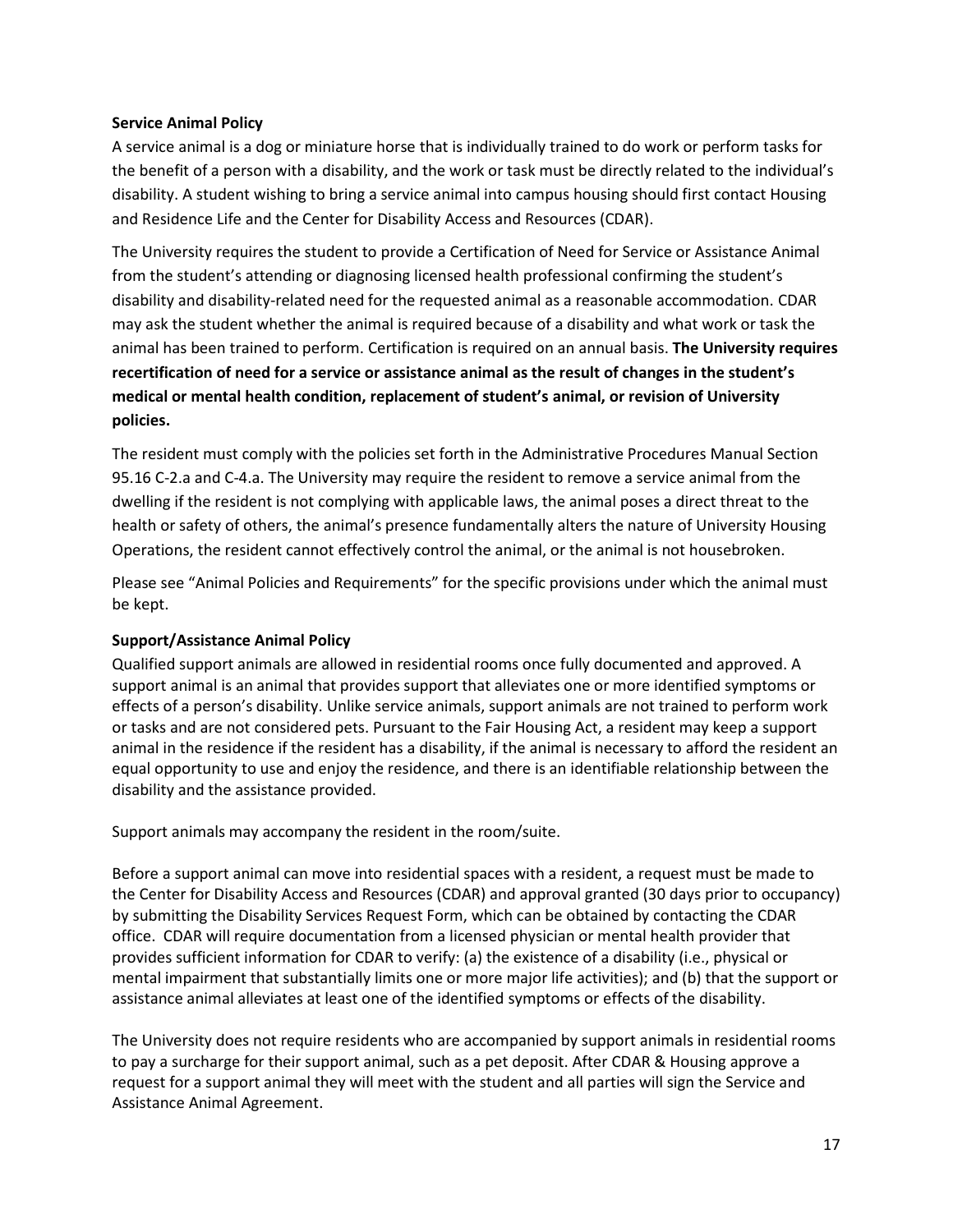**Service Animal Policy**

A service animal is a dog or miniature horse that is individually trained to do work or perform tasks for the benefit of a person with a disability, and the work or task must be directly related to the individual's disability. A student wishing to bring a service animal into campus housing should first contact Housing and Residence Life and the Center for Disability Access and Resources (CDAR).

The University requires the student to provide a Certification of Need for Service or Assistance Animal from the student's attending or diagnosing licensed health professional confirming the student's disability and disability-related need for the requested animal as a reasonable accommodation. CDAR may ask the student whether the animal is required because of a disability and what work or task the animal has been trained to perform. Certification is required on an annual basis. **The University requires recertification of need for a service or assistance animal as the result of changes in the student's medical or mental health condition, replacement of student's animal, or revision of University policies.**

The resident must comply with the policies set forth in the Administrative Procedures Manual Section 95.16 C-2.a and C-4.a. The University may require the resident to remove a service animal from the dwelling if the resident is not complying with applicable laws, the animal poses a direct threat to the health or safety of others, the animal's presence fundamentally alters the nature of University Housing Operations, the resident cannot effectively control the animal, or the animal is not housebroken.

Please see "Animal Policies and Requirements" for the specific provisions under which the animal must be kept.

**Support/Assistance Animal Policy**

Qualified support animals are allowed in residential rooms once fully documented and approved. A support animal is an animal that provides support that alleviates one or more identified symptoms or effects of a person's disability. Unlike service animals, support animals are not trained to perform work or tasks and are not considered pets. Pursuant to the Fair Housing Act, a resident may keep a support animal in the residence if the resident has a disability, if the animal is necessary to afford the resident an equal opportunity to use and enjoy the residence, and there is an identifiable relationship between the disability and the assistance provided.

Support animals may accompany the resident in the room/suite.

Before a support animal can move into residential spaces with a resident, a request must be made to the Center for Disability Access and Resources (CDAR) and approval granted (30 days prior to occupancy) by submitting the Disability Services Request Form, which can be obtained by contacting the CDAR office. CDAR will require documentation from a licensed physician or mental health provider that provides sufficient information for CDAR to verify: (a) the existence of a disability (i.e., physical or mental impairment that substantially limits one or more major life activities); and (b) that the support or assistance animal alleviates at least one of the identified symptoms or effects of the disability.

The University does not require residents who are accompanied by support animals in residential rooms to pay a surcharge for their support animal, such as a pet deposit. After CDAR & Housing approve a request for a support animal they will meet with the student and all parties will sign the Service and Assistance Animal Agreement.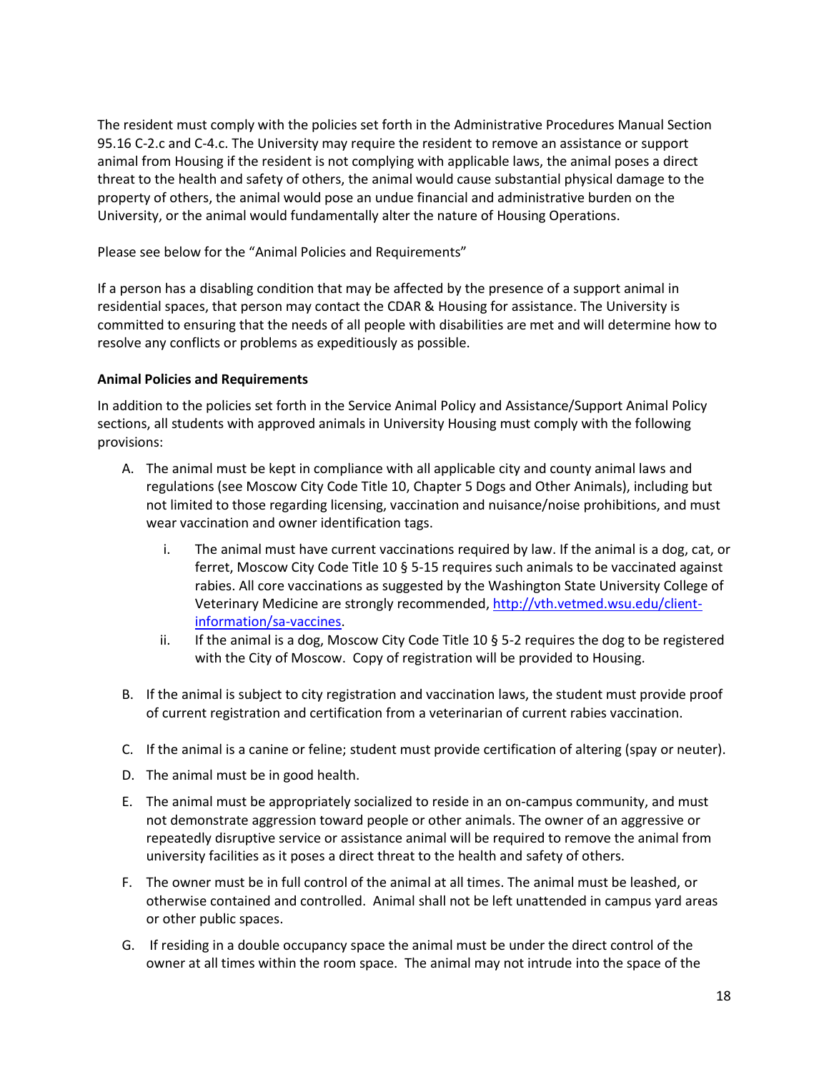The resident must comply with the policies set forth in the Administrative Procedures Manual Section 95.16 C-2.c and C-4.c. The University may require the resident to remove an assistance or support animal from Housing if the resident is not complying with applicable laws, the animal poses a direct threat to the health and safety of others, the animal would cause substantial physical damage to the property of others, the animal would pose an undue financial and administrative burden on the University, or the animal would fundamentally alter the nature of Housing Operations.

Please see below for the "Animal Policies and Requirements"

If a person has a disabling condition that may be affected by the presence of a support animal in residential spaces, that person may contact the CDAR & Housing for assistance. The University is committed to ensuring that the needs of all people with disabilities are met and will determine how to resolve any conflicts or problems as expeditiously as possible.

**Animal Policies and Requirements**

In addition to the policies set forth in the Service Animal Policy and Assistance/Support Animal Policy sections, all students with approved animals in University Housing must comply with the following provisions:

A. The animal must be kept in compliance with all applicable city and county animal laws and regulations (see Moscow City Code Title 10, Chapter 5 Dogs and Other Animals), including but not limited to those regarding licensing, vaccination and nuisance/noise prohibitions, and must wear vaccination and owner identification tags.

   i. The animal must have current vaccinations required by law. If the animal is a dog, cat, or ferret, Moscow City Code Title 10 § 5-15 requires such animals to be vaccinated against rabies. All core vaccinations as suggested by the Washington State University College of Veterinary Medicine are strongly recommended, [http://vth.vetmed.wsu.edu/client-information/sa-vaccines](http://vth.vetmed.wsu.edu/client-information/sa-vaccines).

   ii. If the animal is a dog, Moscow City Code Title 10 § 5-2 requires the dog to be registered with the City of Moscow. Copy of registration will be provided to Housing.

B. If the animal is subject to city registration and vaccination laws, the student must provide proof of current registration and certification from a veterinarian of current rabies vaccination.

C. If the animal is a canine or feline; student must provide certification of altering (spay or neuter).

D. The animal must be in good health.

E. The animal must be appropriately socialized to reside in an on-campus community, and must not demonstrate aggression toward people or other animals. The owner of an aggressive or repeatedly disruptive service or assistance animal will be required to remove the animal from university facilities as it poses a direct threat to the health and safety of others.

F. The owner must be in full control of the animal at all times. The animal must be leashed, or otherwise contained and controlled. Animal shall not be left unattended in campus yard areas or other public spaces.

G. If residing in a double occupancy space the animal must be under the direct control of the owner at all times within the room space. The animal may not intrude into the space of the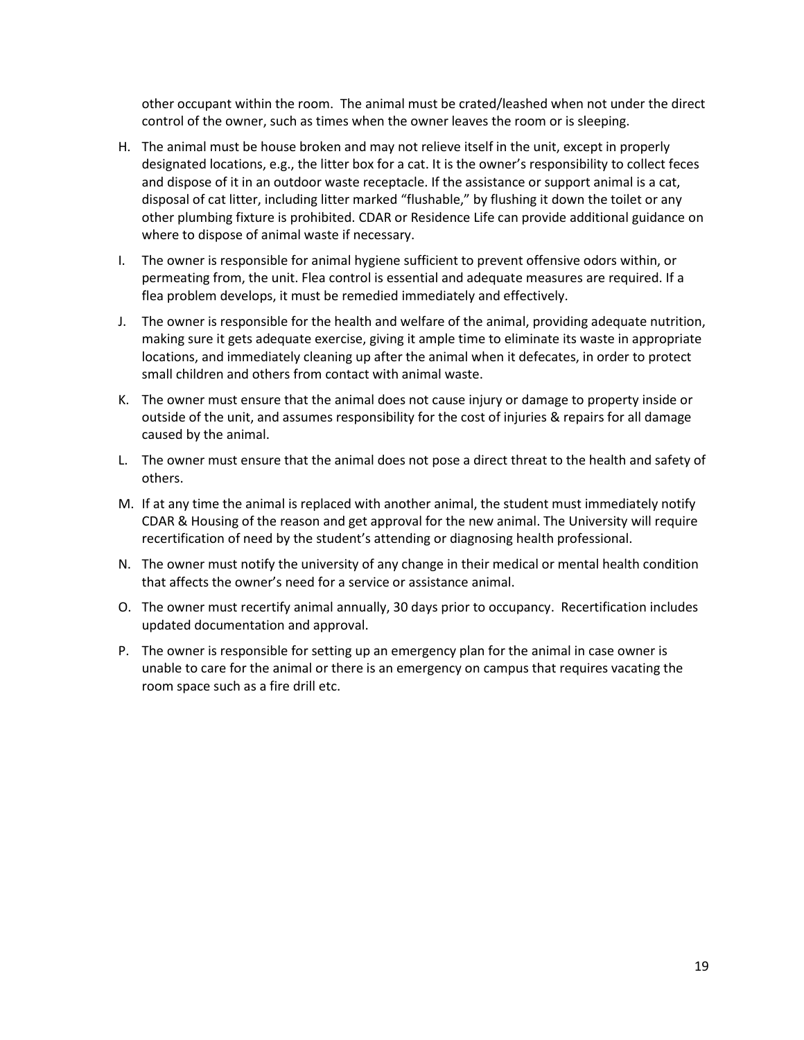other occupant within the room. The animal must be crated/leashed when not under the direct control of the owner, such as times when the owner leaves the room or is sleeping.

H. The animal must be house broken and may not relieve itself in the unit, except in properly designated locations, e.g., the litter box for a cat. It is the owner's responsibility to collect feces and dispose of it in an outdoor waste receptacle. If the assistance or support animal is a cat, disposal of cat litter, including litter marked "flushable," by flushing it down the toilet or any other plumbing fixture is prohibited. CDAR or Residence Life can provide additional guidance on where to dispose of animal waste if necessary.

I. The owner is responsible for animal hygiene sufficient to prevent offensive odors within, or permeating from, the unit. Flea control is essential and adequate measures are required. If a flea problem develops, it must be remedied immediately and effectively.

J. The owner is responsible for the health and welfare of the animal, providing adequate nutrition, making sure it gets adequate exercise, giving it ample time to eliminate its waste in appropriate locations, and immediately cleaning up after the animal when it defecates, in order to protect small children and others from contact with animal waste.

K. The owner must ensure that the animal does not cause injury or damage to property inside or outside of the unit, and assumes responsibility for the cost of injuries & repairs for all damage caused by the animal.

L. The owner must ensure that the animal does not pose a direct threat to the health and safety of others.

M. If at any time the animal is replaced with another animal, the student must immediately notify CDAR & Housing of the reason and get approval for the new animal. The University will require recertification of need by the student's attending or diagnosing health professional.

N. The owner must notify the university of any change in their medical or mental health condition that affects the owner's need for a service or assistance animal.

O. The owner must recertify animal annually, 30 days prior to occupancy. Recertification includes updated documentation and approval.

P. The owner is responsible for setting up an emergency plan for the animal in case owner is unable to care for the animal or there is an emergency on campus that requires vacating the room space such as a fire drill etc.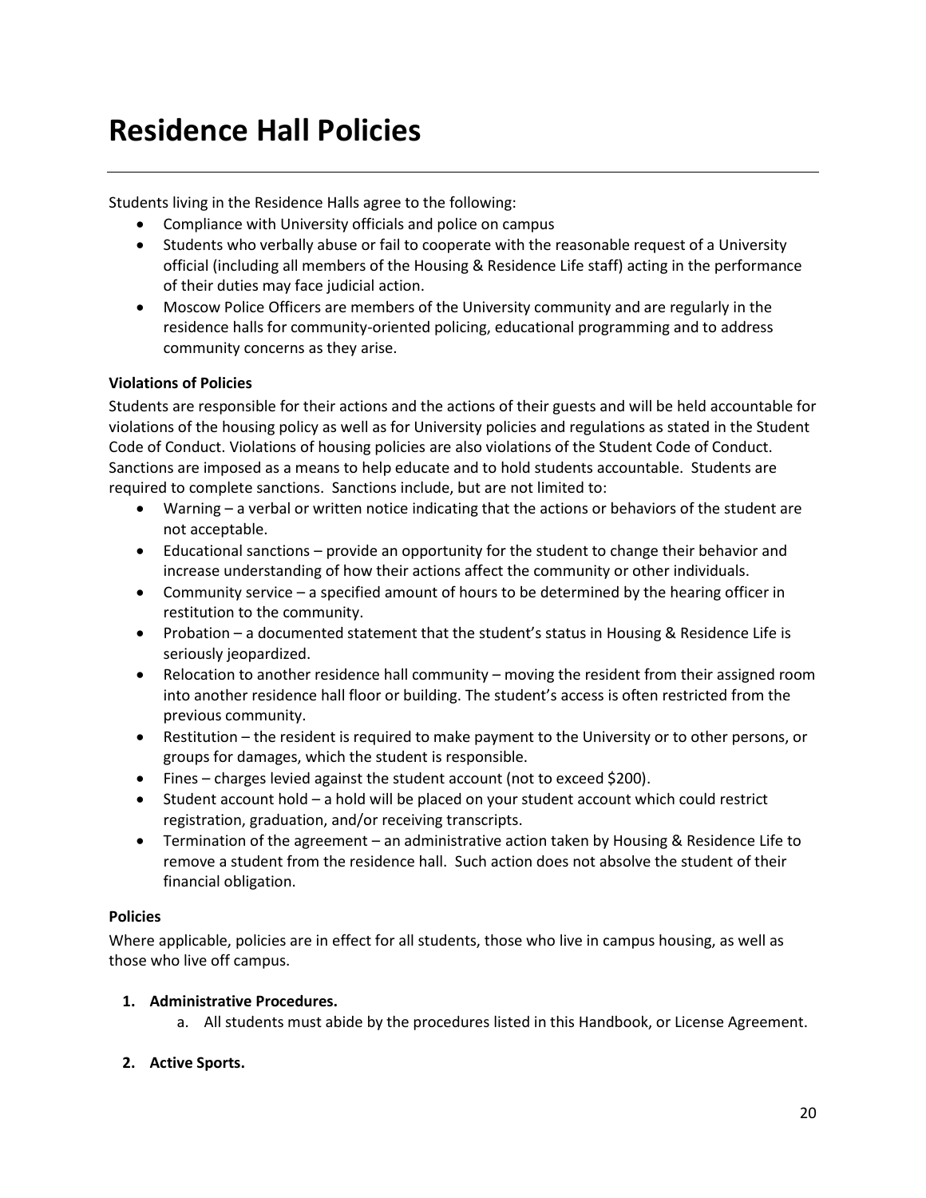# Residence Hall Policies

Students living in the Residence Halls agree to the following:

- Compliance with University officials and police on campus
- Students who verbally abuse or fail to cooperate with the reasonable request of a University official (including all members of the Housing & Residence Life staff) acting in the performance of their duties may face judicial action.
- Moscow Police Officers are members of the University community and are regularly in the residence halls for community-oriented policing, educational programming and to address community concerns as they arise.

**Violations of Policies**

Students are responsible for their actions and the actions of their guests and will be held accountable for violations of the housing policy as well as for University policies and regulations as stated in the Student Code of Conduct. Violations of housing policies are also violations of the Student Code of Conduct. Sanctions are imposed as a means to help educate and to hold students accountable. Students are required to complete sanctions. Sanctions include, but are not limited to:

- Warning – a verbal or written notice indicating that the actions or behaviors of the student are not acceptable.
- Educational sanctions – provide an opportunity for the student to change their behavior and increase understanding of how their actions affect the community or other individuals.
- Community service – a specified amount of hours to be determined by the hearing officer in restitution to the community.
- Probation – a documented statement that the student's status in Housing & Residence Life is seriously jeopardized.
- Relocation to another residence hall community – moving the resident from their assigned room into another residence hall floor or building. The student's access is often restricted from the previous community.
- Restitution – the resident is required to make payment to the University or to other persons, or groups for damages, which the student is responsible.
- Fines – charges levied against the student account (not to exceed $200).
- Student account hold – a hold will be placed on your student account which could restrict registration, graduation, and/or receiving transcripts.
- Termination of the agreement – an administrative action taken by Housing & Residence Life to remove a student from the residence hall. Such action does not absolve the student of their financial obligation.

**Policies**

Where applicable, policies are in effect for all students, those who live in campus housing, as well as those who live off campus.

1. **Administrative Procedures.**
   a. All students must abide by the procedures listed in this Handbook, or License Agreement.

2. **Active Sports.**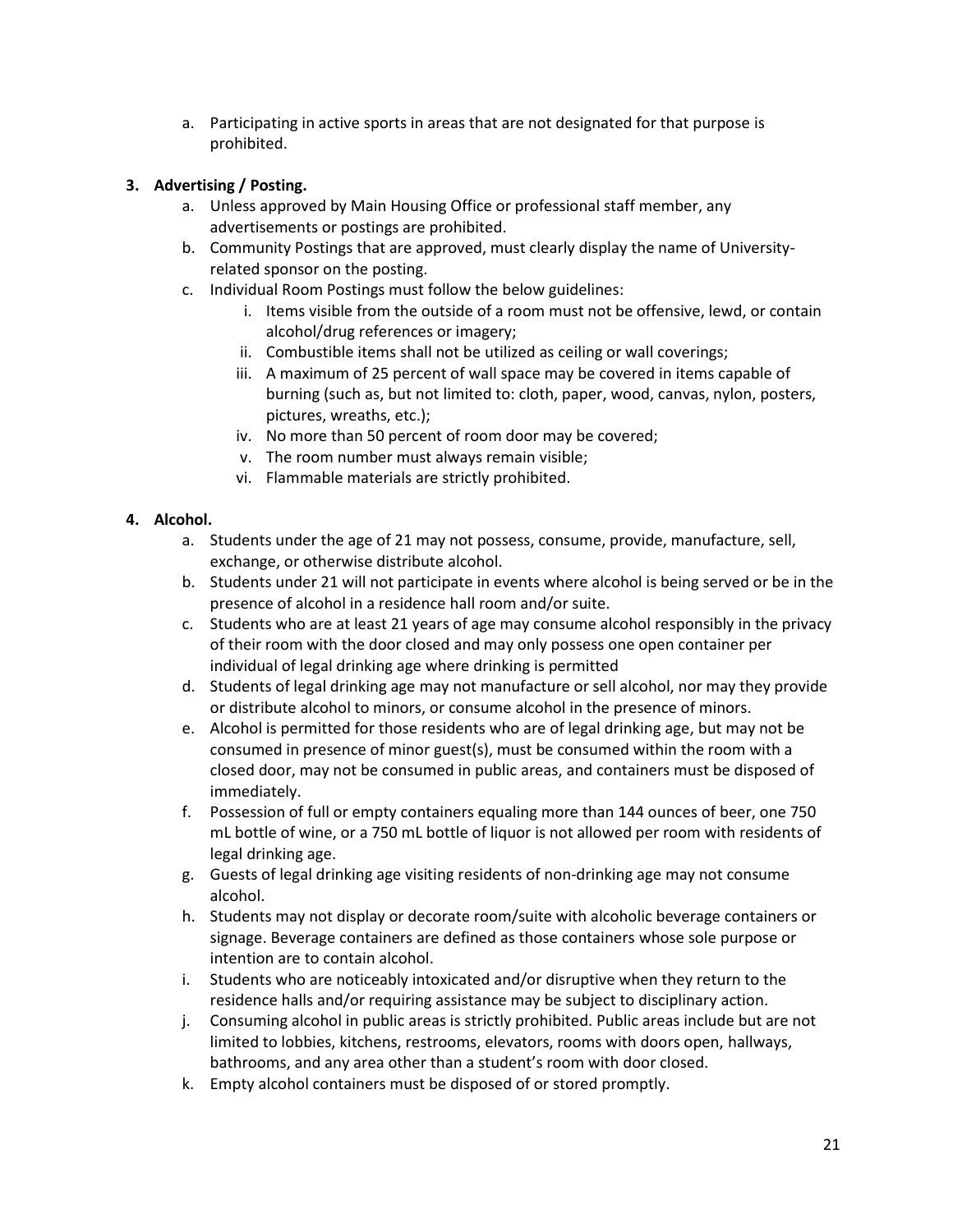a. Participating in active sports in areas that are not designated for that purpose is prohibited.

**3. Advertising / Posting.**

a. Unless approved by Main Housing Office or professional staff member, any advertisements or postings are prohibited.

b. Community Postings that are approved, must clearly display the name of University-related sponsor on the posting.

c. Individual Room Postings must follow the below guidelines:

i. Items visible from the outside of a room must not be offensive, lewd, or contain alcohol/drug references or imagery;

ii. Combustible items shall not be utilized as ceiling or wall coverings;

iii. A maximum of 25 percent of wall space may be covered in items capable of burning (such as, but not limited to: cloth, paper, wood, canvas, nylon, posters, pictures, wreaths, etc.);

iv. No more than 50 percent of room door may be covered;

v. The room number must always remain visible;

vi. Flammable materials are strictly prohibited.

**4. Alcohol.**

a. Students under the age of 21 may not possess, consume, provide, manufacture, sell, exchange, or otherwise distribute alcohol.

b. Students under 21 will not participate in events where alcohol is being served or be in the presence of alcohol in a residence hall room and/or suite.

c. Students who are at least 21 years of age may consume alcohol responsibly in the privacy of their room with the door closed and may only possess one open container per individual of legal drinking age where drinking is permitted

d. Students of legal drinking age may not manufacture or sell alcohol, nor may they provide or distribute alcohol to minors, or consume alcohol in the presence of minors.

e. Alcohol is permitted for those residents who are of legal drinking age, but may not be consumed in presence of minor guest(s), must be consumed within the room with a closed door, may not be consumed in public areas, and containers must be disposed of immediately.

f. Possession of full or empty containers equaling more than 144 ounces of beer, one 750 mL bottle of wine, or a 750 mL bottle of liquor is not allowed per room with residents of legal drinking age.

g. Guests of legal drinking age visiting residents of non-drinking age may not consume alcohol.

h. Students may not display or decorate room/suite with alcoholic beverage containers or signage. Beverage containers are defined as those containers whose sole purpose or intention are to contain alcohol.

i. Students who are noticeably intoxicated and/or disruptive when they return to the residence halls and/or requiring assistance may be subject to disciplinary action.

j. Consuming alcohol in public areas is strictly prohibited. Public areas include but are not limited to lobbies, kitchens, restrooms, elevators, rooms with doors open, hallways, bathrooms, and any area other than a student's room with door closed.

k. Empty alcohol containers must be disposed of or stored promptly.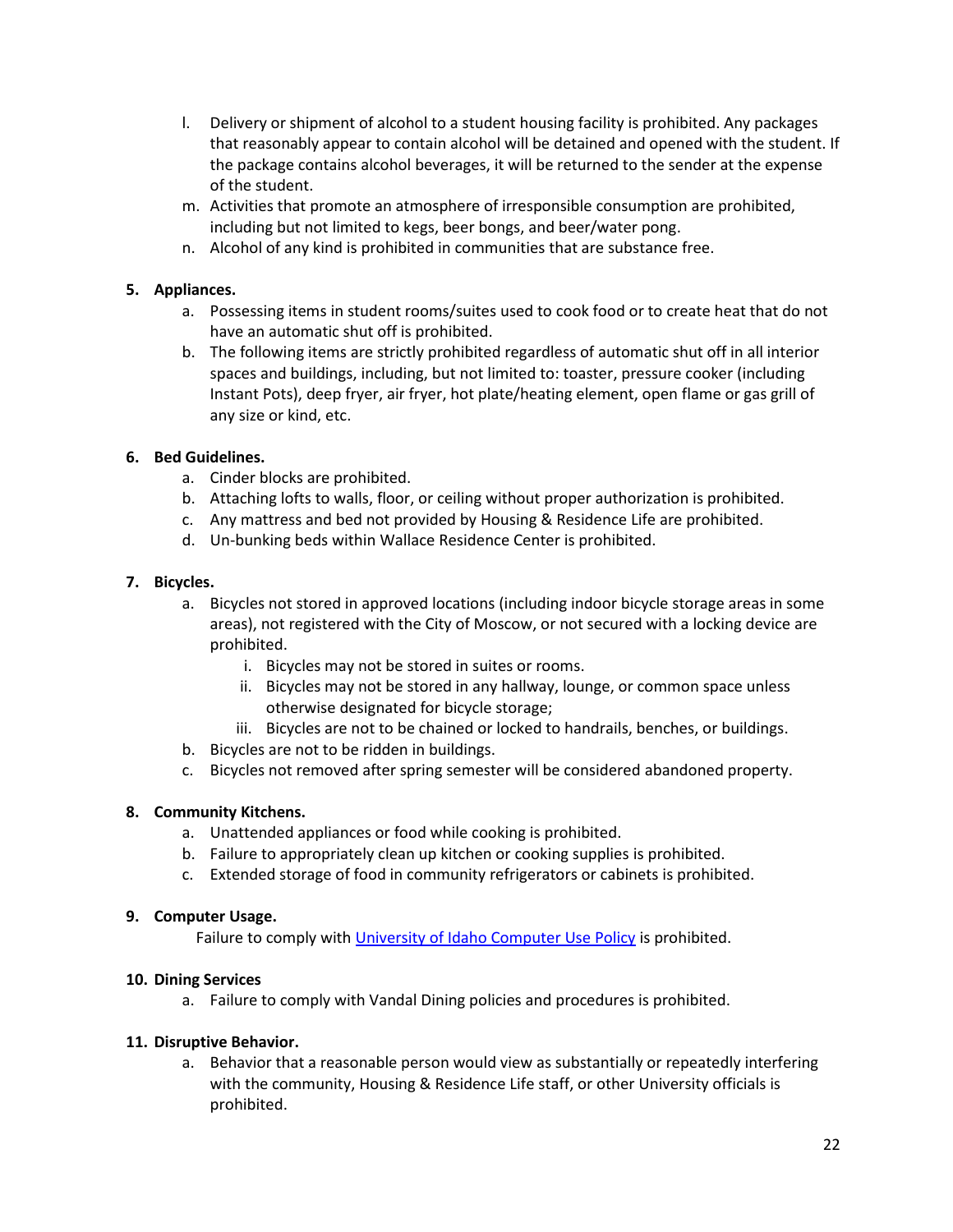l. Delivery or shipment of alcohol to a student housing facility is prohibited. Any packages that reasonably appear to contain alcohol will be detained and opened with the student. If the package contains alcohol beverages, it will be returned to the sender at the expense of the student.
m. Activities that promote an atmosphere of irresponsible consumption are prohibited, including but not limited to kegs, beer bongs, and beer/water pong.
n. Alcohol of any kind is prohibited in communities that are substance free.

**5. Appliances.**

a. Possessing items in student rooms/suites used to cook food or to create heat that do not have an automatic shut off is prohibited.
b. The following items are strictly prohibited regardless of automatic shut off in all interior spaces and buildings, including, but not limited to: toaster, pressure cooker (including Instant Pots), deep fryer, air fryer, hot plate/heating element, open flame or gas grill of any size or kind, etc.

**6. Bed Guidelines.**

a. Cinder blocks are prohibited.
b. Attaching lofts to walls, floor, or ceiling without proper authorization is prohibited.
c. Any mattress and bed not provided by Housing & Residence Life are prohibited.
d. Un-bunking beds within Wallace Residence Center is prohibited.

**7. Bicycles.**

a. Bicycles not stored in approved locations (including indoor bicycle storage areas in some areas), not registered with the City of Moscow, or not secured with a locking device are prohibited.
   i. Bicycles may not be stored in suites or rooms.
   ii. Bicycles may not be stored in any hallway, lounge, or common space unless otherwise designated for bicycle storage;
   iii. Bicycles are not to be chained or locked to handrails, benches, or buildings.
b. Bicycles are not to be ridden in buildings.
c. Bicycles not removed after spring semester will be considered abandoned property.

**8. Community Kitchens.**

a. Unattended appliances or food while cooking is prohibited.
b. Failure to appropriately clean up kitchen or cooking supplies is prohibited.
c. Extended storage of food in community refrigerators or cabinets is prohibited.

**9. Computer Usage.**

Failure to comply with University of Idaho Computer Use Policy is prohibited.

**10. Dining Services**

a. Failure to comply with Vandal Dining policies and procedures is prohibited.

**11. Disruptive Behavior.**

a. Behavior that a reasonable person would view as substantially or repeatedly interfering with the community, Housing & Residence Life staff, or other University officials is prohibited.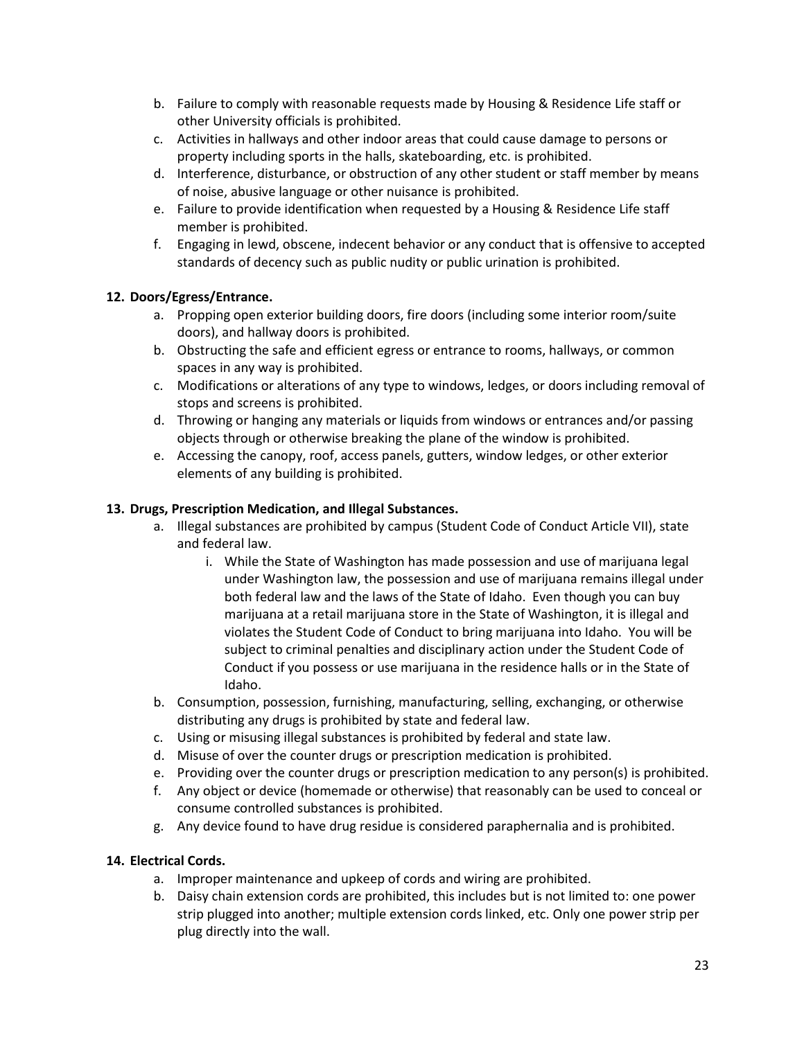b. Failure to comply with reasonable requests made by Housing & Residence Life staff or other University officials is prohibited.
c. Activities in hallways and other indoor areas that could cause damage to persons or property including sports in the halls, skateboarding, etc. is prohibited.
d. Interference, disturbance, or obstruction of any other student or staff member by means of noise, abusive language or other nuisance is prohibited.
e. Failure to provide identification when requested by a Housing & Residence Life staff member is prohibited.
f. Engaging in lewd, obscene, indecent behavior or any conduct that is offensive to accepted standards of decency such as public nudity or public urination is prohibited.

**12. Doors/Egress/Entrance.**

a. Propping open exterior building doors, fire doors (including some interior room/suite doors), and hallway doors is prohibited.
b. Obstructing the safe and efficient egress or entrance to rooms, hallways, or common spaces in any way is prohibited.
c. Modifications or alterations of any type to windows, ledges, or doors including removal of stops and screens is prohibited.
d. Throwing or hanging any materials or liquids from windows or entrances and/or passing objects through or otherwise breaking the plane of the window is prohibited.
e. Accessing the canopy, roof, access panels, gutters, window ledges, or other exterior elements of any building is prohibited.

**13. Drugs, Prescription Medication, and Illegal Substances.**

a. Illegal substances are prohibited by campus (Student Code of Conduct Article VII), state and federal law.
   i. While the State of Washington has made possession and use of marijuana legal under Washington law, the possession and use of marijuana remains illegal under both federal law and the laws of the State of Idaho. Even though you can buy marijuana at a retail marijuana store in the State of Washington, it is illegal and violates the Student Code of Conduct to bring marijuana into Idaho. You will be subject to criminal penalties and disciplinary action under the Student Code of Conduct if you possess or use marijuana in the residence halls or in the State of Idaho.
b. Consumption, possession, furnishing, manufacturing, selling, exchanging, or otherwise distributing any drugs is prohibited by state and federal law.
c. Using or misusing illegal substances is prohibited by federal and state law.
d. Misuse of over the counter drugs or prescription medication is prohibited.
e. Providing over the counter drugs or prescription medication to any person(s) is prohibited.
f. Any object or device (homemade or otherwise) that reasonably can be used to conceal or consume controlled substances is prohibited.
g. Any device found to have drug residue is considered paraphernalia and is prohibited.

**14. Electrical Cords.**

a. Improper maintenance and upkeep of cords and wiring are prohibited.
b. Daisy chain extension cords are prohibited, this includes but is not limited to: one power strip plugged into another; multiple extension cords linked, etc. Only one power strip per plug directly into the wall.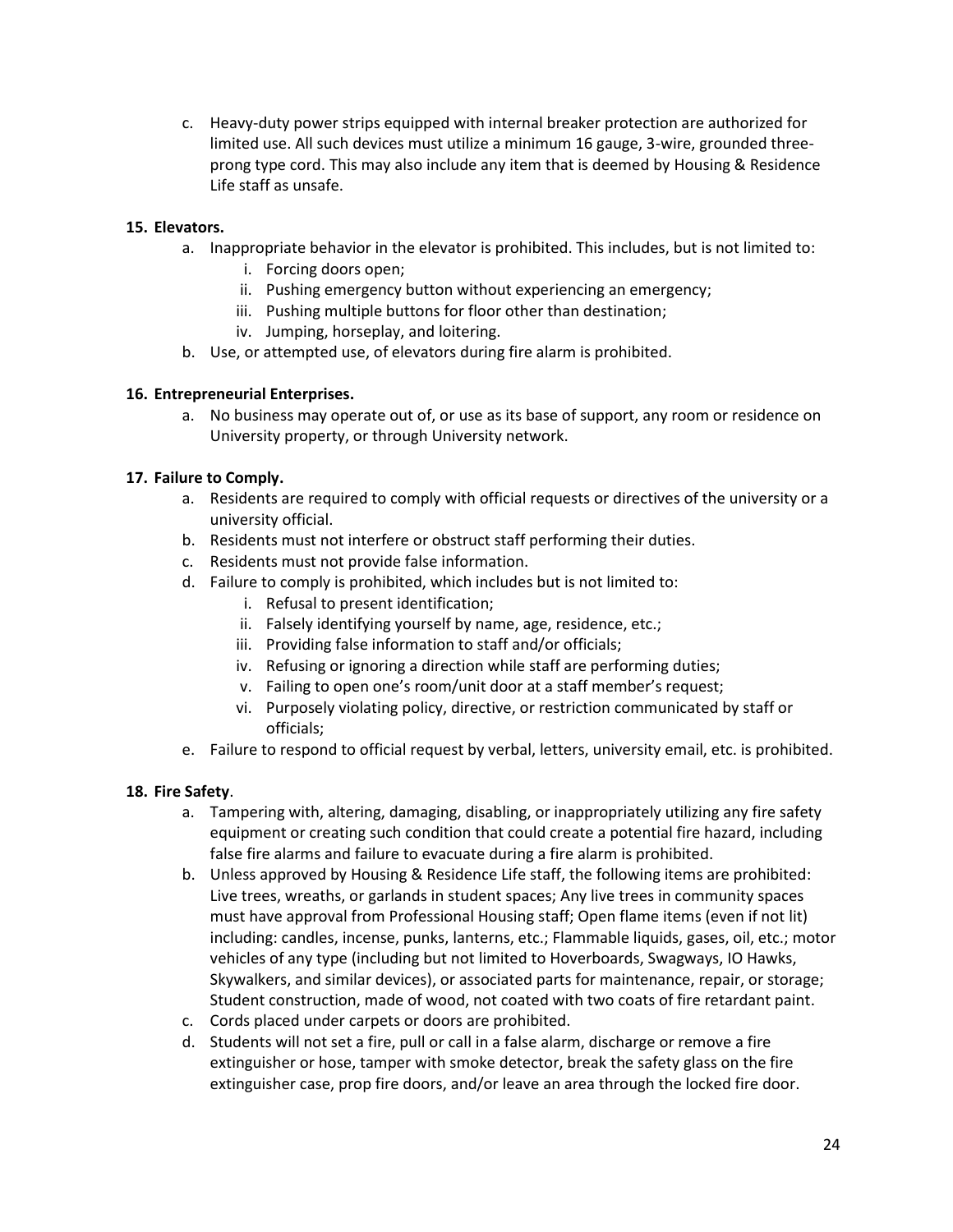c. Heavy-duty power strips equipped with internal breaker protection are authorized for limited use. All such devices must utilize a minimum 16 gauge, 3-wire, grounded three-prong type cord. This may also include any item that is deemed by Housing & Residence Life staff as unsafe.

**15. Elevators.**

a. Inappropriate behavior in the elevator is prohibited. This includes, but is not limited to:
   i. Forcing doors open;
   ii. Pushing emergency button without experiencing an emergency;
   iii. Pushing multiple buttons for floor other than destination;
   iv. Jumping, horseplay, and loitering.

b. Use, or attempted use, of elevators during fire alarm is prohibited.

**16. Entrepreneurial Enterprises.**

a. No business may operate out of, or use as its base of support, any room or residence on University property, or through University network.

**17. Failure to Comply.**

a. Residents are required to comply with official requests or directives of the university or a university official.

b. Residents must not interfere or obstruct staff performing their duties.

c. Residents must not provide false information.

d. Failure to comply is prohibited, which includes but is not limited to:
   i. Refusal to present identification;
   ii. Falsely identifying yourself by name, age, residence, etc.;
   iii. Providing false information to staff and/or officials;
   iv. Refusing or ignoring a direction while staff are performing duties;
   v. Failing to open one's room/unit door at a staff member's request;
   vi. Purposely violating policy, directive, or restriction communicated by staff or officials;

e. Failure to respond to official request by verbal, letters, university email, etc. is prohibited.

**18. Fire Safety**.

a. Tampering with, altering, damaging, disabling, or inappropriately utilizing any fire safety equipment or creating such condition that could create a potential fire hazard, including false fire alarms and failure to evacuate during a fire alarm is prohibited.

b. Unless approved by Housing & Residence Life staff, the following items are prohibited: Live trees, wreaths, or garlands in student spaces; Any live trees in community spaces must have approval from Professional Housing staff; Open flame items (even if not lit) including: candles, incense, punks, lanterns, etc.; Flammable liquids, gases, oil, etc.; motor vehicles of any type (including but not limited to Hoverboards, Swagways, IO Hawks, Skywalkers, and similar devices), or associated parts for maintenance, repair, or storage; Student construction, made of wood, not coated with two coats of fire retardant paint.

c. Cords placed under carpets or doors are prohibited.

d. Students will not set a fire, pull or call in a false alarm, discharge or remove a fire extinguisher or hose, tamper with smoke detector, break the safety glass on the fire extinguisher case, prop fire doors, and/or leave an area through the locked fire door.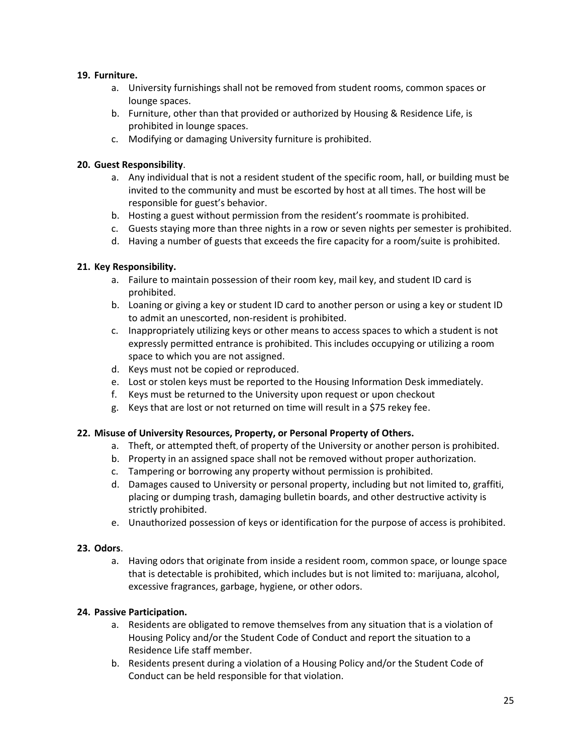**19. Furniture.**

a. University furnishings shall not be removed from student rooms, common spaces or lounge spaces.
b. Furniture, other than that provided or authorized by Housing & Residence Life, is prohibited in lounge spaces.
c. Modifying or damaging University furniture is prohibited.

**20. Guest Responsibility**.

a. Any individual that is not a resident student of the specific room, hall, or building must be invited to the community and must be escorted by host at all times. The host will be responsible for guest's behavior.
b. Hosting a guest without permission from the resident's roommate is prohibited.
c. Guests staying more than three nights in a row or seven nights per semester is prohibited.
d. Having a number of guests that exceeds the fire capacity for a room/suite is prohibited.

**21. Key Responsibility.**

a. Failure to maintain possession of their room key, mail key, and student ID card is prohibited.
b. Loaning or giving a key or student ID card to another person or using a key or student ID to admit an unescorted, non-resident is prohibited.
c. Inappropriately utilizing keys or other means to access spaces to which a student is not expressly permitted entrance is prohibited. This includes occupying or utilizing a room space to which you are not assigned.
d. Keys must not be copied or reproduced.
e. Lost or stolen keys must be reported to the Housing Information Desk immediately.
f. Keys must be returned to the University upon request or upon checkout
g. Keys that are lost or not returned on time will result in a $75 rekey fee.

**22. Misuse of University Resources, Property, or Personal Property of Others.**

a. Theft, or attempted theft, of property of the University or another person is prohibited.
b. Property in an assigned space shall not be removed without proper authorization.
c. Tampering or borrowing any property without permission is prohibited.
d. Damages caused to University or personal property, including but not limited to, graffiti, placing or dumping trash, damaging bulletin boards, and other destructive activity is strictly prohibited.
e. Unauthorized possession of keys or identification for the purpose of access is prohibited.

**23. Odors**.

a. Having odors that originate from inside a resident room, common space, or lounge space that is detectable is prohibited, which includes but is not limited to: marijuana, alcohol, excessive fragrances, garbage, hygiene, or other odors.

**24. Passive Participation.**

a. Residents are obligated to remove themselves from any situation that is a violation of Housing Policy and/or the Student Code of Conduct and report the situation to a Residence Life staff member.
b. Residents present during a violation of a Housing Policy and/or the Student Code of Conduct can be held responsible for that violation.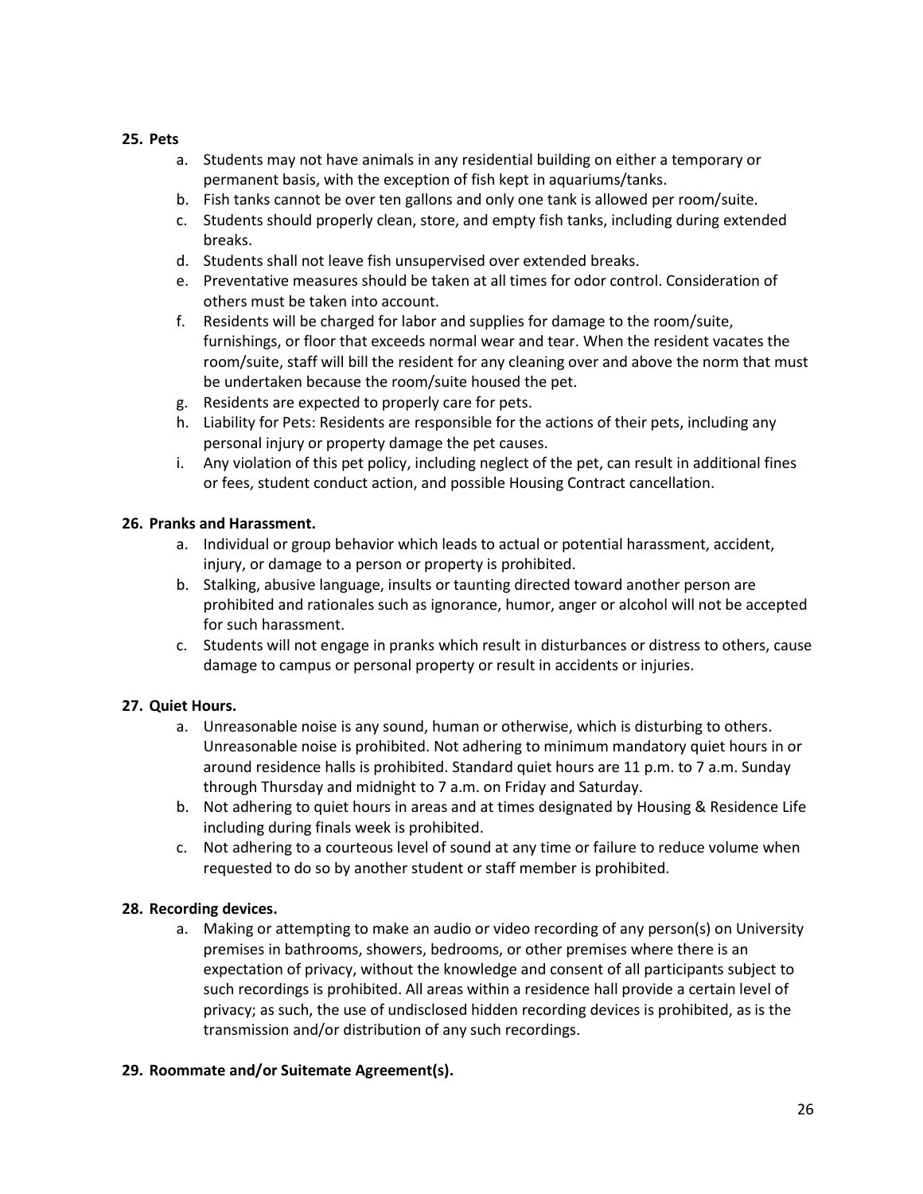**25. Pets**

a. Students may not have animals in any residential building on either a temporary or permanent basis, with the exception of fish kept in aquariums/tanks.
b. Fish tanks cannot be over ten gallons and only one tank is allowed per room/suite.
c. Students should properly clean, store, and empty fish tanks, including during extended breaks.
d. Students shall not leave fish unsupervised over extended breaks.
e. Preventative measures should be taken at all times for odor control. Consideration of others must be taken into account.
f. Residents will be charged for labor and supplies for damage to the room/suite, furnishings, or floor that exceeds normal wear and tear. When the resident vacates the room/suite, staff will bill the resident for any cleaning over and above the norm that must be undertaken because the room/suite housed the pet.
g. Residents are expected to properly care for pets.
h. Liability for Pets: Residents are responsible for the actions of their pets, including any personal injury or property damage the pet causes.
i. Any violation of this pet policy, including neglect of the pet, can result in additional fines or fees, student conduct action, and possible Housing Contract cancellation.

**26. Pranks and Harassment.**

a. Individual or group behavior which leads to actual or potential harassment, accident, injury, or damage to a person or property is prohibited.
b. Stalking, abusive language, insults or taunting directed toward another person are prohibited and rationales such as ignorance, humor, anger or alcohol will not be accepted for such harassment.
c. Students will not engage in pranks which result in disturbances or distress to others, cause damage to campus or personal property or result in accidents or injuries.

**27. Quiet Hours.**

a. Unreasonable noise is any sound, human or otherwise, which is disturbing to others. Unreasonable noise is prohibited. Not adhering to minimum mandatory quiet hours in or around residence halls is prohibited. Standard quiet hours are 11 p.m. to 7 a.m. Sunday through Thursday and midnight to 7 a.m. on Friday and Saturday.
b. Not adhering to quiet hours in areas and at times designated by Housing & Residence Life including during finals week is prohibited.
c. Not adhering to a courteous level of sound at any time or failure to reduce volume when requested to do so by another student or staff member is prohibited.

**28. Recording devices.**

a. Making or attempting to make an audio or video recording of any person(s) on University premises in bathrooms, showers, bedrooms, or other premises where there is an expectation of privacy, without the knowledge and consent of all participants subject to such recordings is prohibited. All areas within a residence hall provide a certain level of privacy; as such, the use of undisclosed hidden recording devices is prohibited, as is the transmission and/or distribution of any such recordings.

**29. Roommate and/or Suitemate Agreement(s).**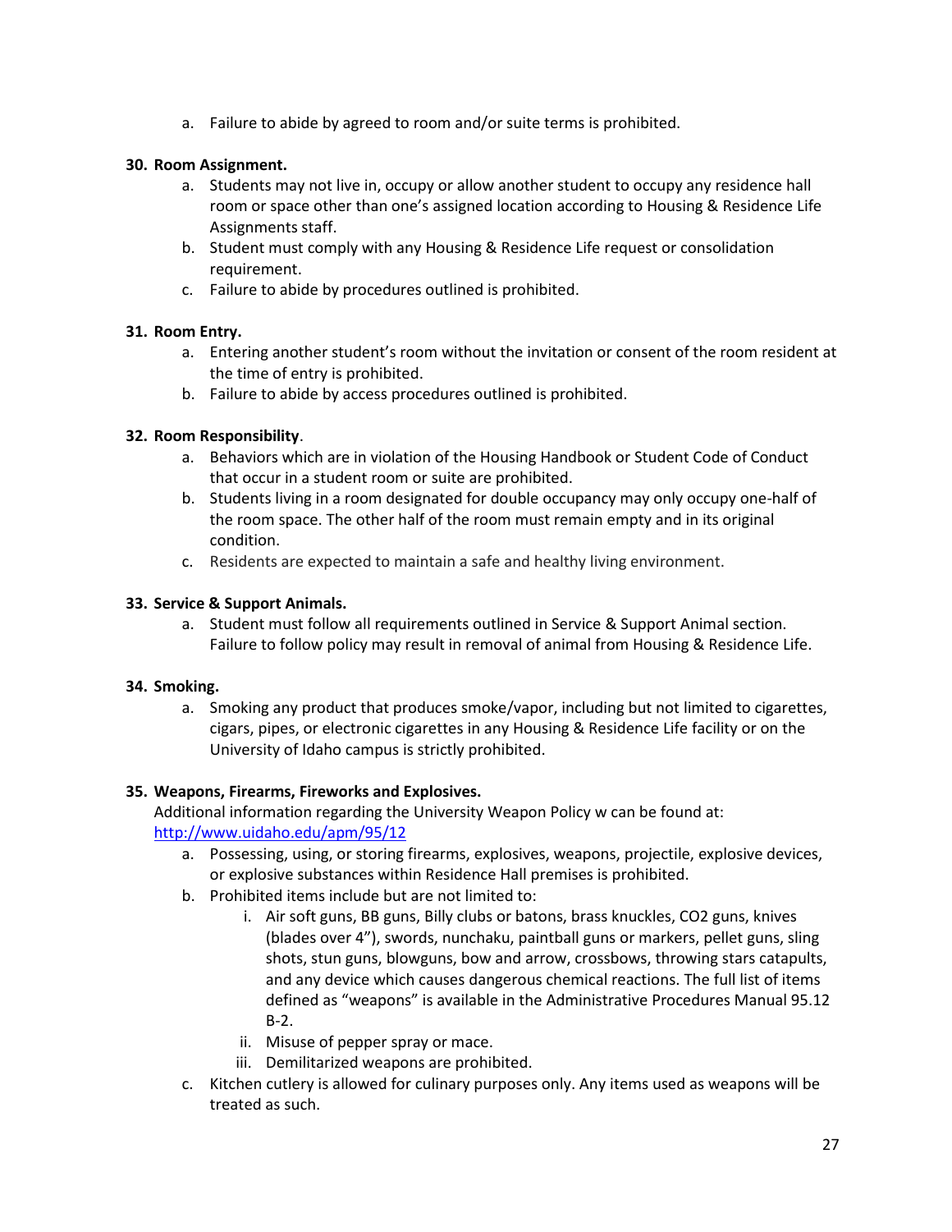a. Failure to abide by agreed to room and/or suite terms is prohibited.

**30. Room Assignment.**

a. Students may not live in, occupy or allow another student to occupy any residence hall room or space other than one's assigned location according to Housing & Residence Life Assignments staff.

b. Student must comply with any Housing & Residence Life request or consolidation requirement.

c. Failure to abide by procedures outlined is prohibited.

**31. Room Entry.**

a. Entering another student's room without the invitation or consent of the room resident at the time of entry is prohibited.

b. Failure to abide by access procedures outlined is prohibited.

**32. Room Responsibility**.

a. Behaviors which are in violation of the Housing Handbook or Student Code of Conduct that occur in a student room or suite are prohibited.

b. Students living in a room designated for double occupancy may only occupy one-half of the room space. The other half of the room must remain empty and in its original condition.

c. Residents are expected to maintain a safe and healthy living environment.

**33. Service & Support Animals.**

a. Student must follow all requirements outlined in Service & Support Animal section. Failure to follow policy may result in removal of animal from Housing & Residence Life.

**34. Smoking.**

a. Smoking any product that produces smoke/vapor, including but not limited to cigarettes, cigars, pipes, or electronic cigarettes in any Housing & Residence Life facility or on the University of Idaho campus is strictly prohibited.

**35. Weapons, Firearms, Fireworks and Explosives.**

Additional information regarding the University Weapon Policy w can be found at: [http://www.uidaho.edu/apm/95/12](http://www.uidaho.edu/apm/95/12)

a. Possessing, using, or storing firearms, explosives, weapons, projectile, explosive devices, or explosive substances within Residence Hall premises is prohibited.

b. Prohibited items include but are not limited to:

   i. Air soft guns, BB guns, Billy clubs or batons, brass knuckles, CO2 guns, knives (blades over 4"), swords, nunchaku, paintball guns or markers, pellet guns, sling shots, stun guns, blowguns, bow and arrow, crossbows, throwing stars catapults, and any device which causes dangerous chemical reactions. The full list of items defined as "weapons" is available in the Administrative Procedures Manual 95.12 B-2.

   ii. Misuse of pepper spray or mace.

   iii. Demilitarized weapons are prohibited.

c. Kitchen cutlery is allowed for culinary purposes only. Any items used as weapons will be treated as such.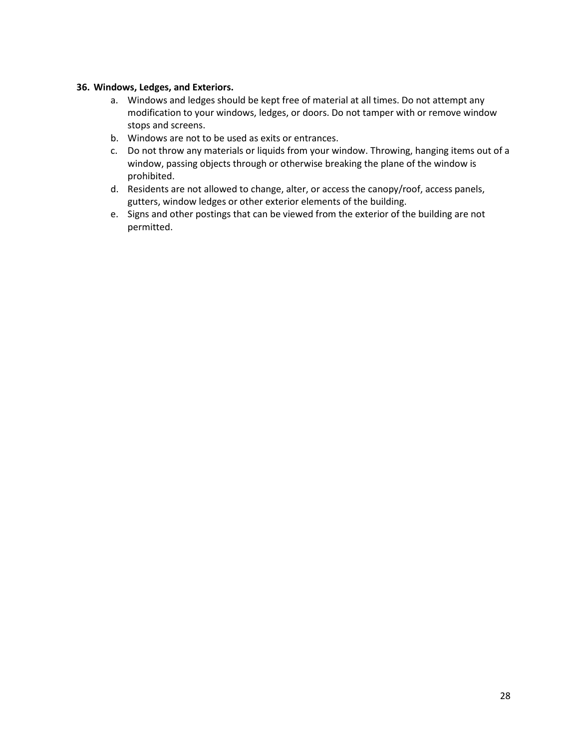**36. Windows, Ledges, and Exteriors.**

a. Windows and ledges should be kept free of material at all times. Do not attempt any modification to your windows, ledges, or doors. Do not tamper with or remove window stops and screens.
b. Windows are not to be used as exits or entrances.
c. Do not throw any materials or liquids from your window. Throwing, hanging items out of a window, passing objects through or otherwise breaking the plane of the window is prohibited.
d. Residents are not allowed to change, alter, or access the canopy/roof, access panels, gutters, window ledges or other exterior elements of the building.
e. Signs and other postings that can be viewed from the exterior of the building are not permitted.